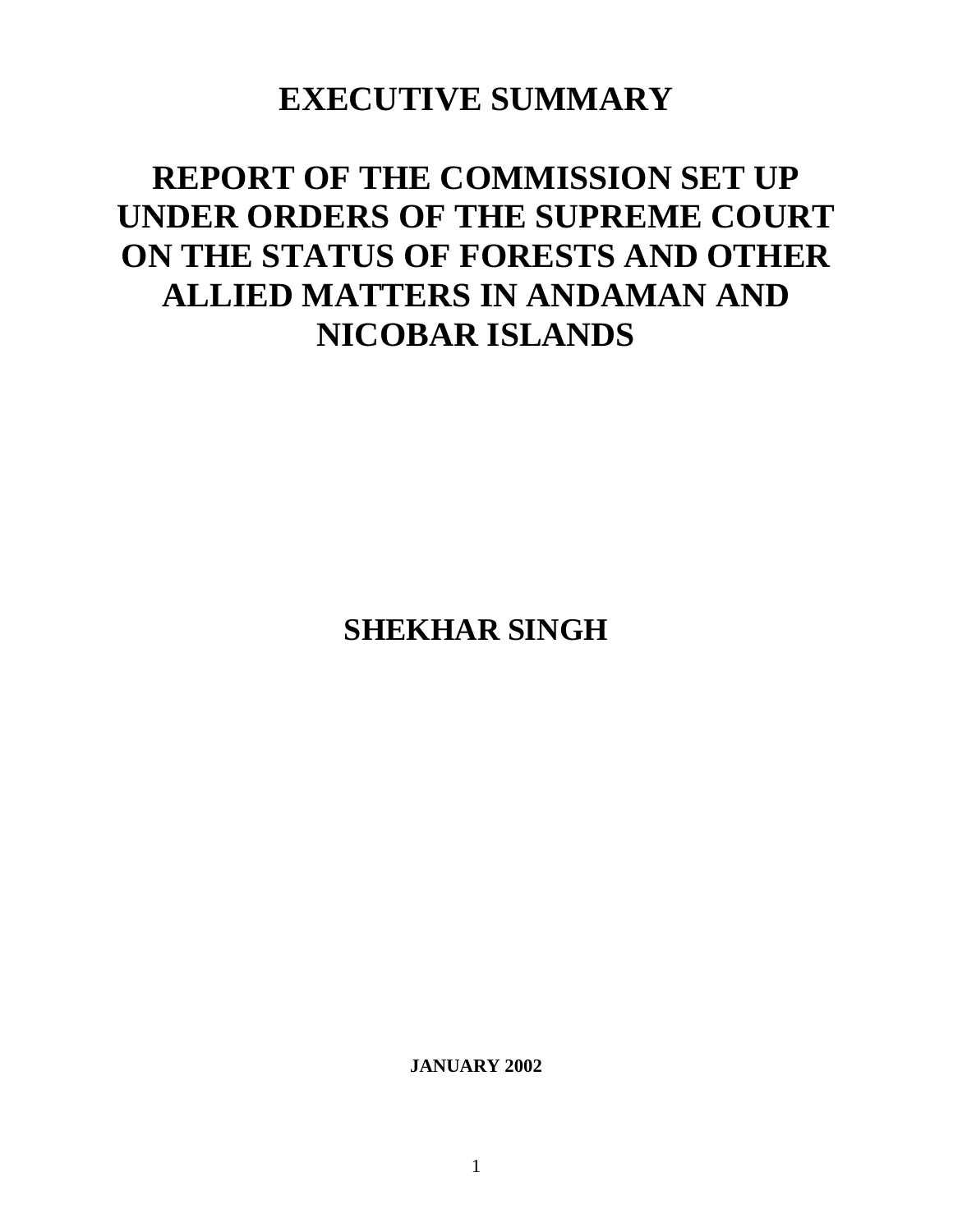# EXECUTIVE SUMMARY

# REPORT OF THE COMMISSION SET UP UNDER ORDERS OF THE SUPREME COURT ON THE STATUS OF FORESTS AND OTHER ALLIED MATTERS IN ANDAMAN AND NICOBAR ISLANDS

## SHEKHAR SINGH

**JANUARY 2002**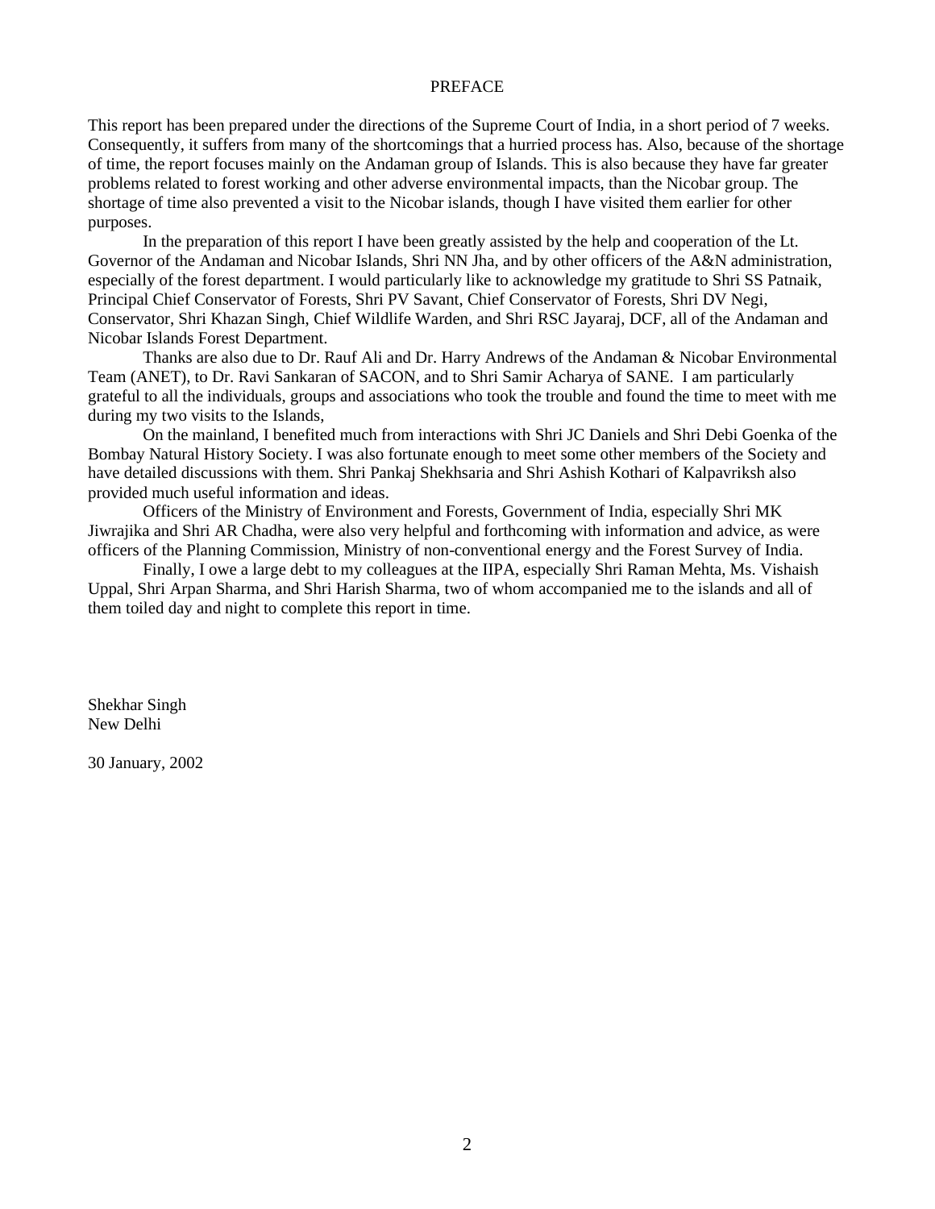# PREFACE

This report has been prepared under the directions of the Supreme Court of India, in a short period of 7 weeks. Consequently, it suffers from many of the shortcomings that a hurried process has. Also, because of the shortage of time, the report focuses mainly on the Andaman group of Islands. This is also because they have far greater problems related to forest working and other adverse environmental impacts, than the Nicobar group. The shortage of time also prevented a visit to the Nicobar islands, though I have visited them earlier for other purposes.

In the preparation of this report I have been greatly assisted by the help and cooperation of the Lt. Governor of the Andaman and Nicobar Islands, Shri NN Jha, and by other officers of the A&N administration, especially of the forest department. I would particularly like to acknowledge my gratitude to Shri SS Patnaik, Principal Chief Conservator of Forests, Shri PV Savant, Chief Conservator of Forests, Shri DV Negi, Conservator, Shri Khazan Singh, Chief Wildlife Warden, and Shri RSC Jayaraj, DCF, all of the Andaman and Nicobar Islands Forest Department.

Thanks are also due to Dr. Rauf Ali and Dr. Harry Andrews of the Andaman & Nicobar Environmental Team (ANET), to Dr. Ravi Sankaran of SACON, and to Shri Samir Acharya of SANE. I am particularly grateful to all the individuals, groups and associations who took the trouble and found the time to meet with me during my two visits to the Islands,

On the mainland, I benefited much from interactions with Shri JC Daniels and Shri Debi Goenka of the Bombay Natural History Society. I was also fortunate enough to meet some other members of the Society and have detailed discussions with them. Shri Pankaj Shekhsaria and Shri Ashish Kothari of Kalpavriksh also provided much useful information and ideas.

Officers of the Ministry of Environment and Forests, Government of India, especially Shri MK Jiwrajika and Shri AR Chadha, were also very helpful and forthcoming with information and advice, as were officers of the Planning Commission, Ministry of non-conventional energy and the Forest Survey of India.

Finally, I owe a large debt to my colleagues at the IIPA, especially Shri Raman Mehta, Ms. Vishaish Uppal, Shri Arpan Sharma, and Shri Harish Sharma, two of whom accompanied me to the islands and all of them toiled day and night to complete this report in time.

Shekhar Singh
New Delhi

30 January, 2002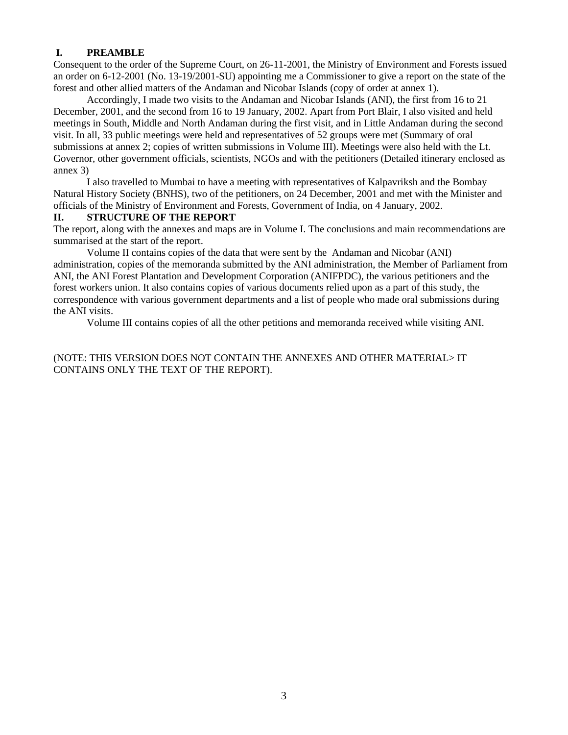## I. PREAMBLE

Consequent to the order of the Supreme Court, on 26-11-2001, the Ministry of Environment and Forests issued an order on 6-12-2001 (No. 13-19/2001-SU) appointing me a Commissioner to give a report on the state of the forest and other allied matters of the Andaman and Nicobar Islands (copy of order at annex 1).

Accordingly, I made two visits to the Andaman and Nicobar Islands (ANI), the first from 16 to 21 December, 2001, and the second from 16 to 19 January, 2002. Apart from Port Blair, I also visited and held meetings in South, Middle and North Andaman during the first visit, and in Little Andaman during the second visit. In all, 33 public meetings were held and representatives of 52 groups were met (Summary of oral submissions at annex 2; copies of written submissions in Volume III). Meetings were also held with the Lt. Governor, other government officials, scientists, NGOs and with the petitioners (Detailed itinerary enclosed as annex 3)

I also travelled to Mumbai to have a meeting with representatives of Kalpavriksh and the Bombay Natural History Society (BNHS), two of the petitioners, on 24 December, 2001 and met with the Minister and officials of the Ministry of Environment and Forests, Government of India, on 4 January, 2002.

## II. STRUCTURE OF THE REPORT

The report, along with the annexes and maps are in Volume I. The conclusions and main recommendations are summarised at the start of the report.

Volume II contains copies of the data that were sent by the Andaman and Nicobar (ANI) administration, copies of the memoranda submitted by the ANI administration, the Member of Parliament from ANI, the ANI Forest Plantation and Development Corporation (ANIFPDC), the various petitioners and the forest workers union. It also contains copies of various documents relied upon as a part of this study, the correspondence with various government departments and a list of people who made oral submissions during the ANI visits.

Volume III contains copies of all the other petitions and memoranda received while visiting ANI.

(NOTE: THIS VERSION DOES NOT CONTAIN THE ANNEXES AND OTHER MATERIAL> IT CONTAINS ONLY THE TEXT OF THE REPORT).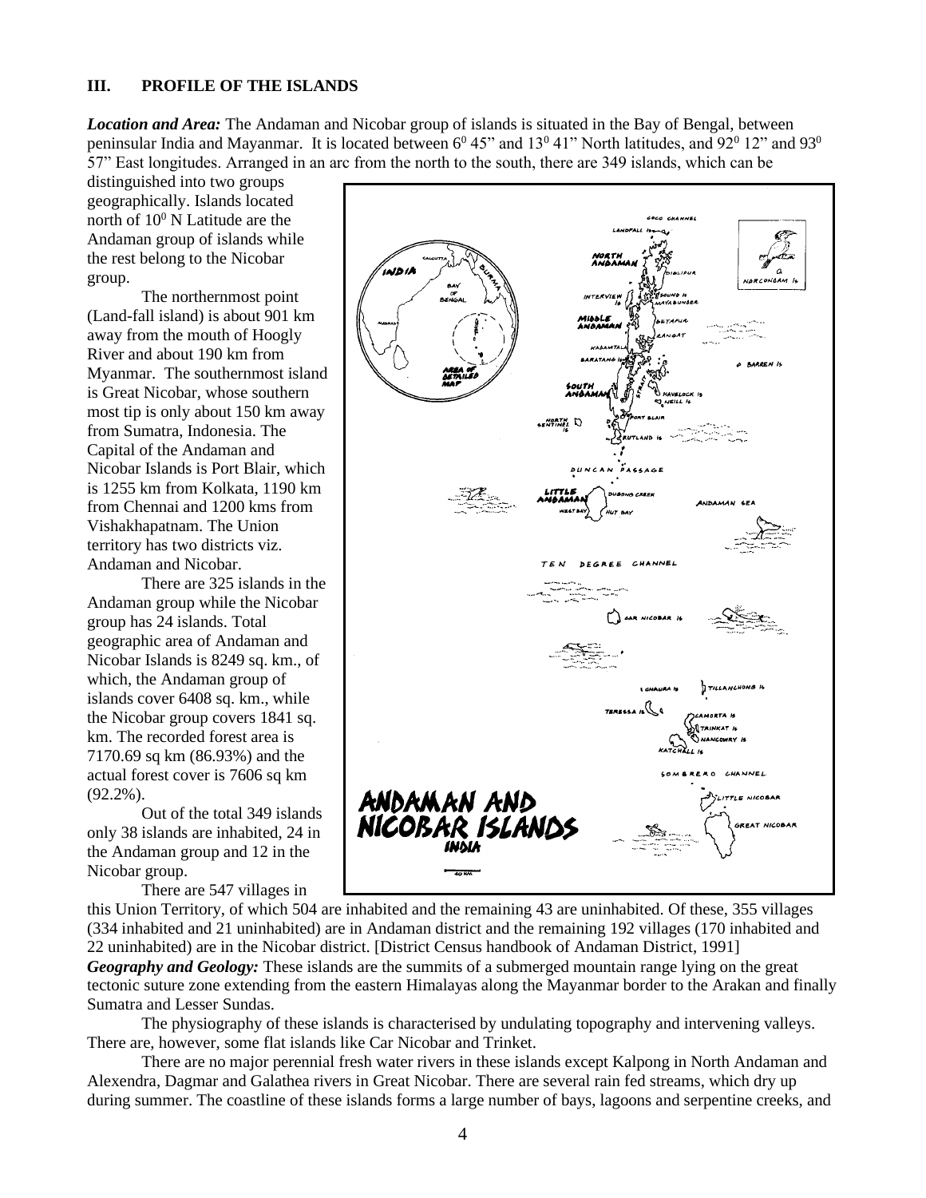## III. PROFILE OF THE ISLANDS

***Location and Area:*** The Andaman and Nicobar group of islands is situated in the Bay of Bengal, between peninsular India and Mayanmar. It is located between $6^0$ 45" and $13^0$ 41" North latitudes, and $92^0$ 12" and $93^0$ 57" East longitudes. Arranged in an arc from the north to the south, there are 349 islands, which can be distinguished into two groups geographically. Islands located north of $10^0$ N Latitude are the Andaman group of islands while the rest belong to the Nicobar group.

The northernmost point (Land-fall island) is about 901 km away from the mouth of Hoogly River and about 190 km from Myanmar. The southernmost island is Great Nicobar, whose southern most tip is only about 150 km away from Sumatra, Indonesia. The Capital of the Andaman and Nicobar Islands is Port Blair, which is 1255 km from Kolkata, 1190 km from Chennai and 1200 kms from Vishakhapatnam. The Union territory has two districts viz. Andaman and Nicobar.

There are 325 islands in the Andaman group while the Nicobar group has 24 islands. Total geographic area of Andaman and Nicobar Islands is 8249 sq. km., of which, the Andaman group of islands cover 6408 sq. km., while the Nicobar group covers 1841 sq. km. The recorded forest area is 7170.69 sq km (86.93%) and the actual forest cover is 7606 sq km (92.2%).

Out of the total 349 islands only 38 islands are inhabited, 24 in the Andaman group and 12 in the Nicobar group.

There are 547 villages in this Union Territory, of which 504 are inhabited and the remaining 43 are uninhabited. Of these, 355 villages (334 inhabited and 21 uninhabited) are in Andaman district and the remaining 192 villages (170 inhabited and 22 uninhabited) are in the Nicobar district. [District Census handbook of Andaman District, 1991]

***Geography and Geology:*** These islands are the summits of a submerged mountain range lying on the great tectonic suture zone extending from the eastern Himalayas along the Mayanmar border to the Arakan and finally Sumatra and Lesser Sundas.

The physiography of these islands is characterised by undulating topography and intervening valleys. There are, however, some flat islands like Car Nicobar and Trinket.

There are no major perennial fresh water rivers in these islands except Kalpong in North Andaman and Alexendra, Dagmar and Galathea rivers in Great Nicobar. There are several rain fed streams, which dry up during summer. The coastline of these islands forms a large number of bays, lagoons and serpentine creeks, and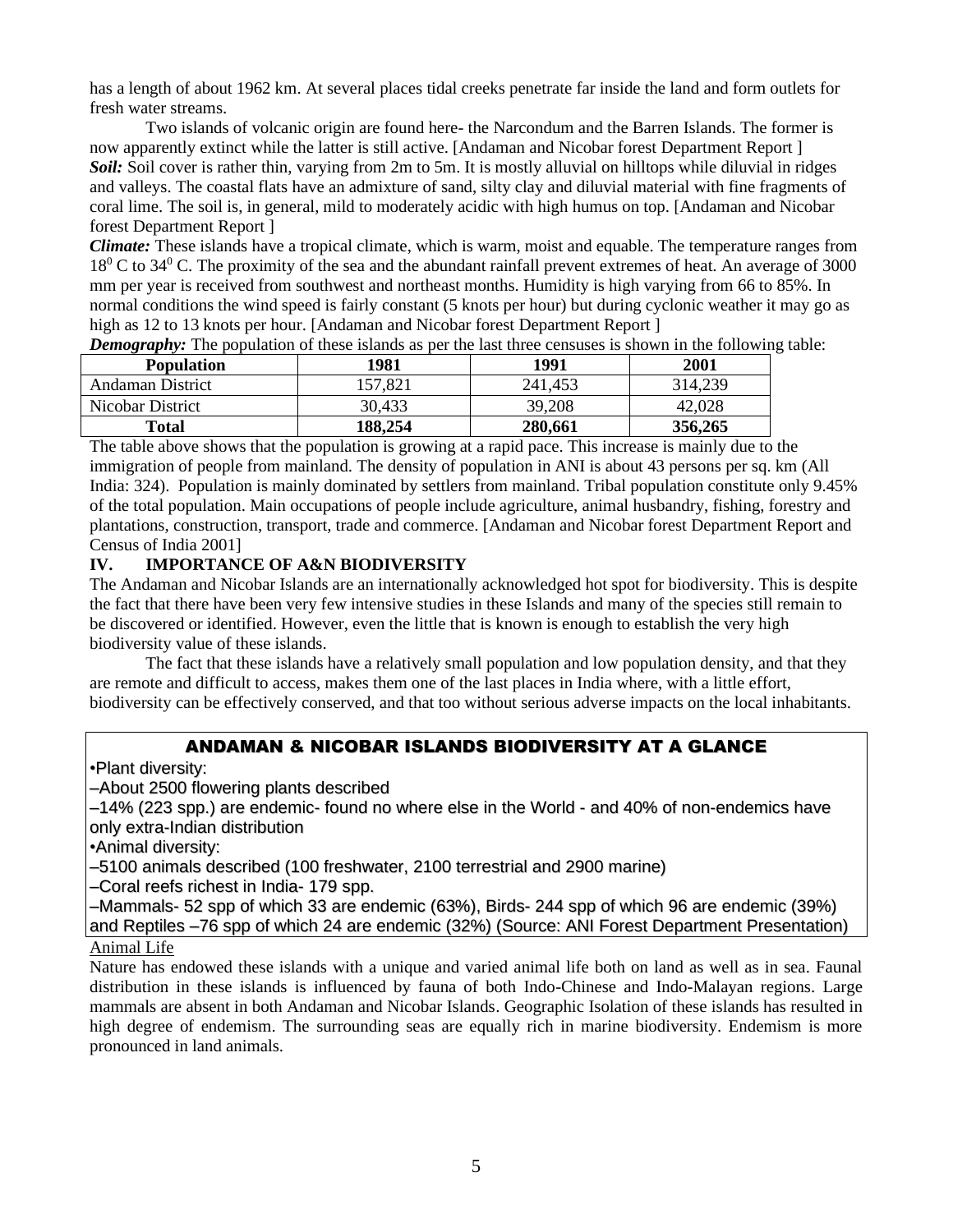has a length of about 1962 km. At several places tidal creeks penetrate far inside the land and form outlets for fresh water streams.

Two islands of volcanic origin are found here- the Narcondum and the Barren Islands. The former is now apparently extinct while the latter is still active. [Andaman and Nicobar forest Department Report ]

***Soil:*** Soil cover is rather thin, varying from 2m to 5m. It is mostly alluvial on hilltops while diluvial in ridges and valleys. The coastal flats have an admixture of sand, silty clay and diluvial material with fine fragments of coral lime. The soil is, in general, mild to moderately acidic with high humus on top. [Andaman and Nicobar forest Department Report ]

***Climate:*** These islands have a tropical climate, which is warm, moist and equable. The temperature ranges from $18^0$ C to $34^0$ C. The proximity of the sea and the abundant rainfall prevent extremes of heat. An average of 3000 mm per year is received from southwest and northeast months. Humidity is high varying from 66 to 85%. In normal conditions the wind speed is fairly constant (5 knots per hour) but during cyclonic weather it may go as high as 12 to 13 knots per hour. [Andaman and Nicobar forest Department Report ]

***Demography:*** The population of these islands as per the last three censuses is shown in the following table:

| Population | 1981 | 1991 | 2001 |
|---|---|---|---|
| Andaman District | 157,821 | 241,453 | 314,239 |
| Nicobar District | 30,433 | 39,208 | 42,028 |
| **Total** | **188,254** | **280,661** | **356,265** |

The table above shows that the population is growing at a rapid pace. This increase is mainly due to the immigration of people from mainland. The density of population in ANI is about 43 persons per sq. km (All India: 324). Population is mainly dominated by settlers from mainland. Tribal population constitute only 9.45% of the total population. Main occupations of people include agriculture, animal husbandry, fishing, forestry and plantations, construction, transport, trade and commerce. [Andaman and Nicobar forest Department Report and Census of India 2001]

## IV. IMPORTANCE OF A&N BIODIVERSITY

The Andaman and Nicobar Islands are an internationally acknowledged hot spot for biodiversity. This is despite the fact that there have been very few intensive studies in these Islands and many of the species still remain to be discovered or identified. However, even the little that is known is enough to establish the very high biodiversity value of these islands.

The fact that these islands have a relatively small population and low population density, and that they are remote and difficult to access, makes them one of the last places in India where, with a little effort, biodiversity can be effectively conserved, and that too without serious adverse impacts on the local inhabitants.

### ANDAMAN & NICOBAR ISLANDS BIODIVERSITY AT A GLANCE

•Plant diversity:

–About 2500 flowering plants described

–14% (223 spp.) are endemic- found no where else in the World - and 40% of non-endemics have only extra-Indian distribution

•Animal diversity:

–5100 animals described (100 freshwater, 2100 terrestrial and 2900 marine)

–Coral reefs richest in India- 179 spp.

–Mammals- 52 spp of which 33 are endemic (63%), Birds- 244 spp of which 96 are endemic (39%) and Reptiles –76 spp of which 24 are endemic (32%) (Source: ANI Forest Department Presentation)

Animal Life

Nature has endowed these islands with a unique and varied animal life both on land as well as in sea. Faunal distribution in these islands is influenced by fauna of both Indo-Chinese and Indo-Malayan regions. Large mammals are absent in both Andaman and Nicobar Islands. Geographic Isolation of these islands has resulted in high degree of endemism. The surrounding seas are equally rich in marine biodiversity. Endemism is more pronounced in land animals.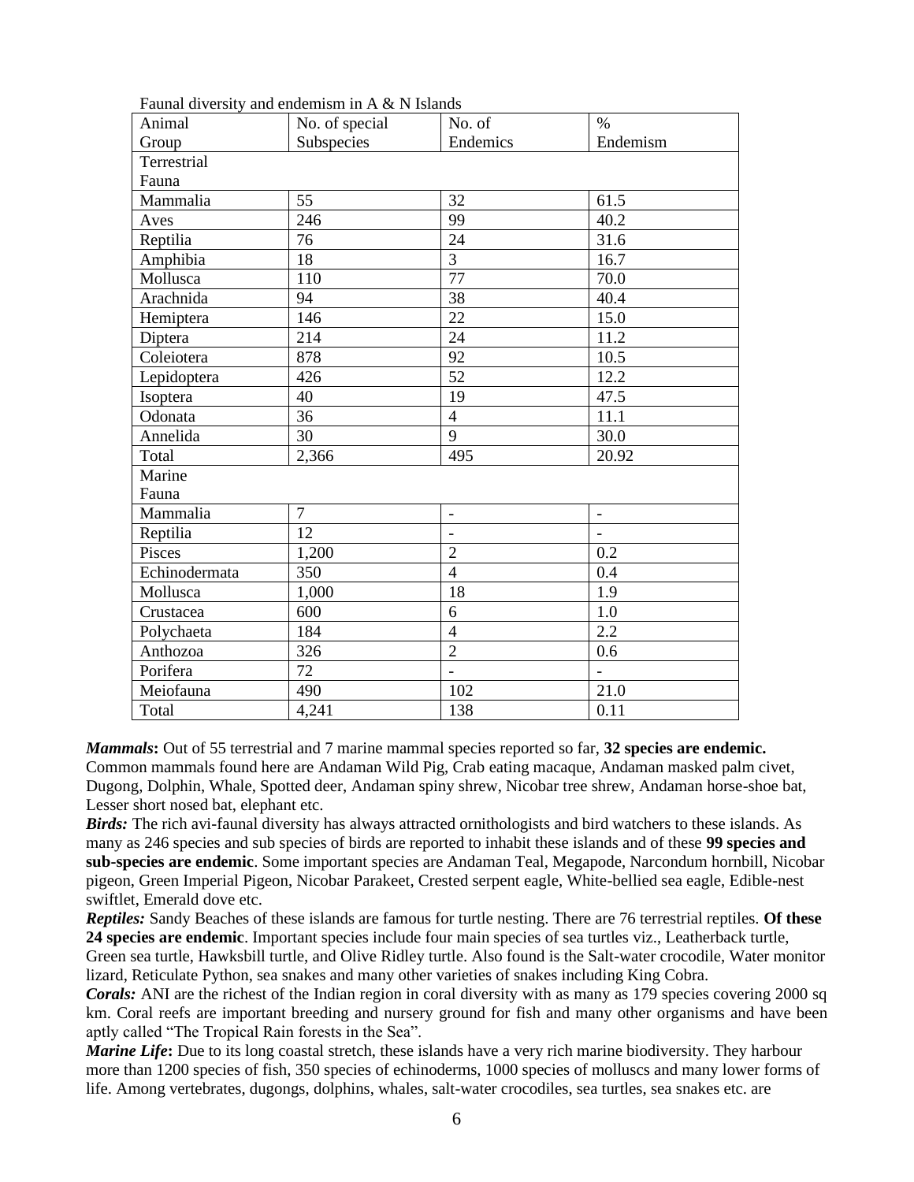Faunal diversity and endemism in A & N Islands

| Animal Group | No. of special Subspecies | No. of Endemics | % Endemism |
|---|---|---|---|
| Terrestrial Fauna | | | |
| Mammalia | 55 | 32 | 61.5 |
| Aves | 246 | 99 | 40.2 |
| Reptilia | 76 | 24 | 31.6 |
| Amphibia | 18 | 3 | 16.7 |
| Mollusca | 110 | 77 | 70.0 |
| Arachnida | 94 | 38 | 40.4 |
| Hemiptera | 146 | 22 | 15.0 |
| Diptera | 214 | 24 | 11.2 |
| Coleiotera | 878 | 92 | 10.5 |
| Lepidoptera | 426 | 52 | 12.2 |
| Isoptera | 40 | 19 | 47.5 |
| Odonata | 36 | 4 | 11.1 |
| Annelida | 30 | 9 | 30.0 |
| Total | 2,366 | 495 | 20.92 |
| Marine Fauna | | | |
| Mammalia | 7 | - | - |
| Reptilia | 12 | - | - |
| Pisces | 1,200 | 2 | 0.2 |
| Echinodermata | 350 | 4 | 0.4 |
| Mollusca | 1,000 | 18 | 1.9 |
| Crustacea | 600 | 6 | 1.0 |
| Polychaeta | 184 | 4 | 2.2 |
| Anthozoa | 326 | 2 | 0.6 |
| Porifera | 72 | - | - |
| Meiofauna | 490 | 102 | 21.0 |
| Total | 4,241 | 138 | 0.11 |

***Mammals*:** Out of 55 terrestrial and 7 marine mammal species reported so far, **32 species are endemic.** Common mammals found here are Andaman Wild Pig, Crab eating macaque, Andaman masked palm civet, Dugong, Dolphin, Whale, Spotted deer, Andaman spiny shrew, Nicobar tree shrew, Andaman horse-shoe bat, Lesser short nosed bat, elephant etc.

***Birds:*** The rich avi-faunal diversity has always attracted ornithologists and bird watchers to these islands. As many as 246 species and sub species of birds are reported to inhabit these islands and of these **99 species and sub-species are endemic**. Some important species are Andaman Teal, Megapode, Narcondum hornbill, Nicobar pigeon, Green Imperial Pigeon, Nicobar Parakeet, Crested serpent eagle, White-bellied sea eagle, Edible-nest swiftlet, Emerald dove etc.

***Reptiles:*** Sandy Beaches of these islands are famous for turtle nesting. There are 76 terrestrial reptiles. **Of these 24 species are endemic**. Important species include four main species of sea turtles viz., Leatherback turtle, Green sea turtle, Hawksbill turtle, and Olive Ridley turtle. Also found is the Salt-water crocodile, Water monitor lizard, Reticulate Python, sea snakes and many other varieties of snakes including King Cobra.

***Corals:*** ANI are the richest of the Indian region in coral diversity with as many as 179 species covering 2000 sq km. Coral reefs are important breeding and nursery ground for fish and many other organisms and have been aptly called "The Tropical Rain forests in the Sea".

***Marine Life*:** Due to its long coastal stretch, these islands have a very rich marine biodiversity. They harbour more than 1200 species of fish, 350 species of echinoderms, 1000 species of molluscs and many lower forms of life. Among vertebrates, dugongs, dolphins, whales, salt-water crocodiles, sea turtles, sea snakes etc. are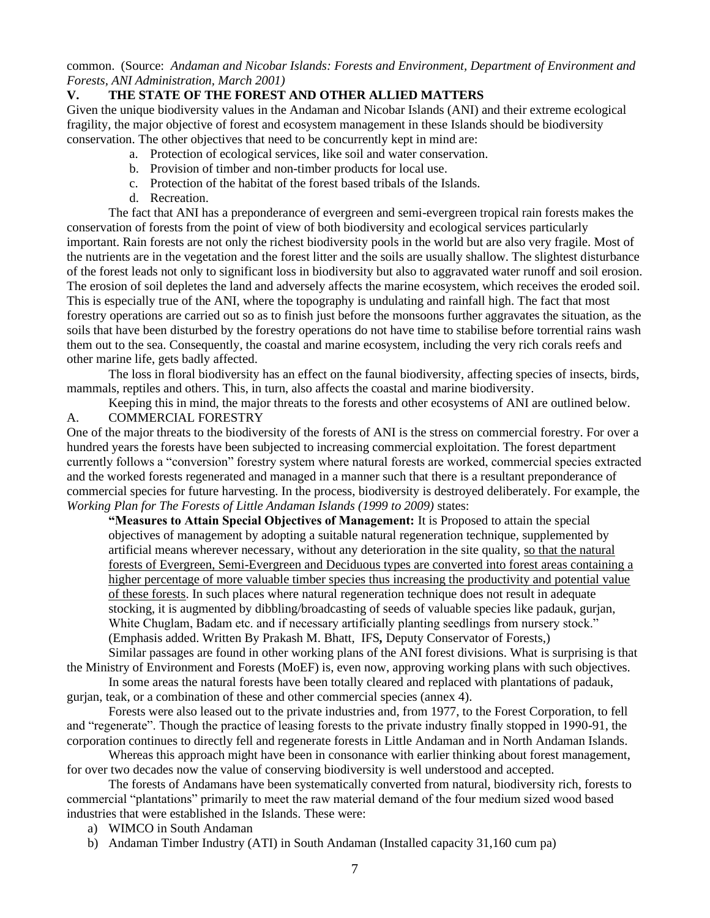common. (Source: *Andaman and Nicobar Islands: Forests and Environment, Department of Environment and Forests, ANI Administration, March 2001)*

## V. THE STATE OF THE FOREST AND OTHER ALLIED MATTERS

Given the unique biodiversity values in the Andaman and Nicobar Islands (ANI) and their extreme ecological fragility, the major objective of forest and ecosystem management in these Islands should be biodiversity conservation. The other objectives that need to be concurrently kept in mind are:

a. Protection of ecological services, like soil and water conservation.
b. Provision of timber and non-timber products for local use.
c. Protection of the habitat of the forest based tribals of the Islands.
d. Recreation.

The fact that ANI has a preponderance of evergreen and semi-evergreen tropical rain forests makes the conservation of forests from the point of view of both biodiversity and ecological services particularly important. Rain forests are not only the richest biodiversity pools in the world but are also very fragile. Most of the nutrients are in the vegetation and the forest litter and the soils are usually shallow. The slightest disturbance of the forest leads not only to significant loss in biodiversity but also to aggravated water runoff and soil erosion. The erosion of soil depletes the land and adversely affects the marine ecosystem, which receives the eroded soil. This is especially true of the ANI, where the topography is undulating and rainfall high. The fact that most forestry operations are carried out so as to finish just before the monsoons further aggravates the situation, as the soils that have been disturbed by the forestry operations do not have time to stabilise before torrential rains wash them out to the sea. Consequently, the coastal and marine ecosystem, including the very rich corals reefs and other marine life, gets badly affected.

The loss in floral biodiversity has an effect on the faunal biodiversity, affecting species of insects, birds, mammals, reptiles and others. This, in turn, also affects the coastal and marine biodiversity.

Keeping this in mind, the major threats to the forests and other ecosystems of ANI are outlined below.

### A. COMMERCIAL FORESTRY

One of the major threats to the biodiversity of the forests of ANI is the stress on commercial forestry. For over a hundred years the forests have been subjected to increasing commercial exploitation. The forest department currently follows a "conversion" forestry system where natural forests are worked, commercial species extracted and the worked forests regenerated and managed in a manner such that there is a resultant preponderance of commercial species for future harvesting. In the process, biodiversity is destroyed deliberately. For example, the *Working Plan for The Forests of Little Andaman Islands (1999 to 2009)* states:

> **"Measures to Attain Special Objectives of Management:** It is Proposed to attain the special objectives of management by adopting a suitable natural regeneration technique, supplemented by artificial means wherever necessary, without any deterioration in the site quality, <u>so that the natural forests of Evergreen, Semi-Evergreen and Deciduous types are converted into forest areas containing a higher percentage of more valuable timber species thus increasing the productivity and potential value of these forests</u>. In such places where natural regeneration technique does not result in adequate stocking, it is augmented by dibbling/broadcasting of seeds of valuable species like padauk, gurjan, White Chuglam, Badam etc. and if necessary artificially planting seedlings from nursery stock."
> (Emphasis added. Written By Prakash M. Bhatt, IFS**,** Deputy Conservator of Forests,)

Similar passages are found in other working plans of the ANI forest divisions. What is surprising is that the Ministry of Environment and Forests (MoEF) is, even now, approving working plans with such objectives.

In some areas the natural forests have been totally cleared and replaced with plantations of padauk, gurjan, teak, or a combination of these and other commercial species (annex 4).

Forests were also leased out to the private industries and, from 1977, to the Forest Corporation, to fell and "regenerate". Though the practice of leasing forests to the private industry finally stopped in 1990-91, the corporation continues to directly fell and regenerate forests in Little Andaman and in North Andaman Islands.

Whereas this approach might have been in consonance with earlier thinking about forest management, for over two decades now the value of conserving biodiversity is well understood and accepted.

The forests of Andamans have been systematically converted from natural, biodiversity rich, forests to commercial "plantations" primarily to meet the raw material demand of the four medium sized wood based industries that were established in the Islands. These were:

a) WIMCO in South Andaman
b) Andaman Timber Industry (ATI) in South Andaman (Installed capacity 31,160 cum pa)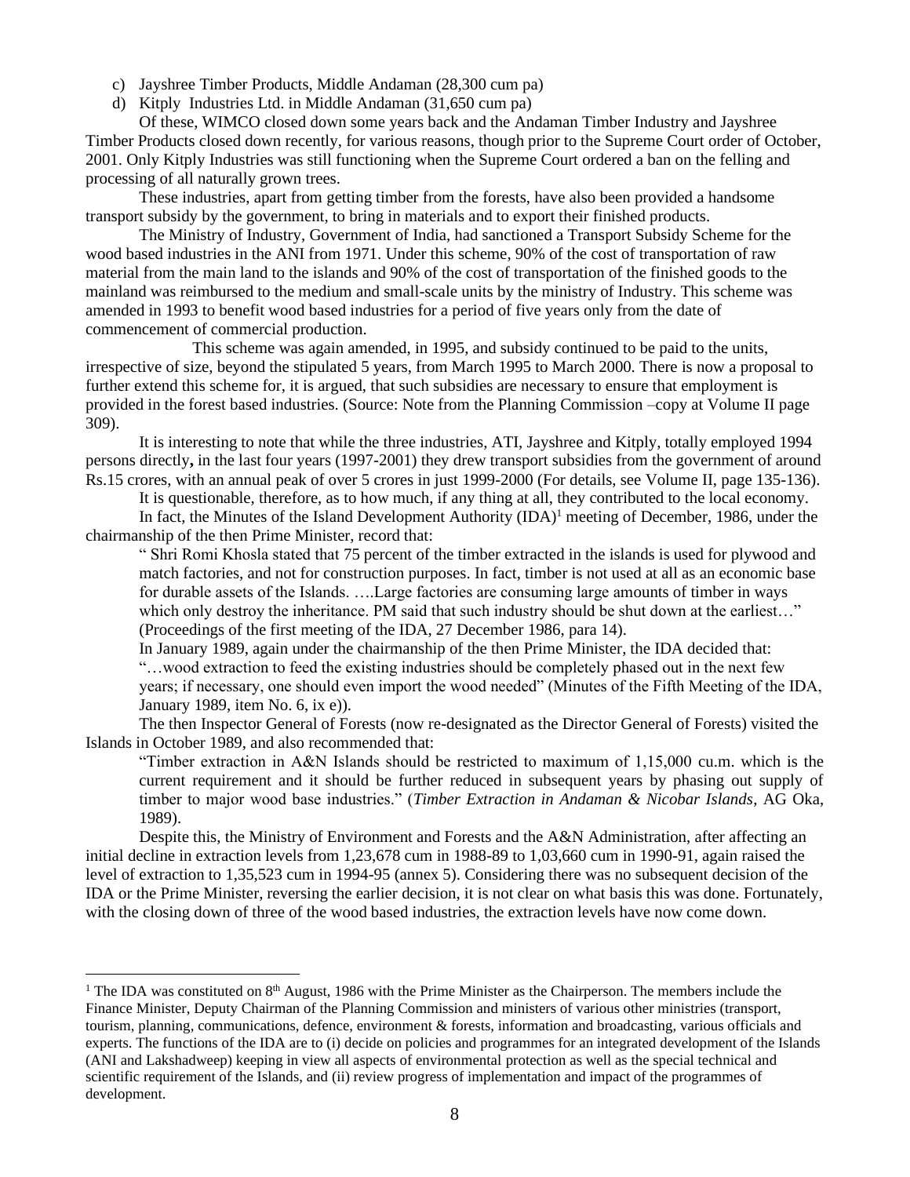c) Jayshree Timber Products, Middle Andaman (28,300 cum pa)
d) Kitply Industries Ltd. in Middle Andaman (31,650 cum pa)

Of these, WIMCO closed down some years back and the Andaman Timber Industry and Jayshree Timber Products closed down recently, for various reasons, though prior to the Supreme Court order of October, 2001. Only Kitply Industries was still functioning when the Supreme Court ordered a ban on the felling and processing of all naturally grown trees.

These industries, apart from getting timber from the forests, have also been provided a handsome transport subsidy by the government, to bring in materials and to export their finished products.

The Ministry of Industry, Government of India, had sanctioned a Transport Subsidy Scheme for the wood based industries in the ANI from 1971. Under this scheme, 90% of the cost of transportation of raw material from the main land to the islands and 90% of the cost of transportation of the finished goods to the mainland was reimbursed to the medium and small-scale units by the ministry of Industry. This scheme was amended in 1993 to benefit wood based industries for a period of five years only from the date of commencement of commercial production.

This scheme was again amended, in 1995, and subsidy continued to be paid to the units, irrespective of size, beyond the stipulated 5 years, from March 1995 to March 2000. There is now a proposal to further extend this scheme for, it is argued, that such subsidies are necessary to ensure that employment is provided in the forest based industries. (Source: Note from the Planning Commission –copy at Volume II page 309).

It is interesting to note that while the three industries, ATI, Jayshree and Kitply, totally employed 1994 persons directly**,** in the last four years (1997-2001) they drew transport subsidies from the government of around Rs.15 crores, with an annual peak of over 5 crores in just 1999-2000 (For details, see Volume II, page 135-136).

It is questionable, therefore, as to how much, if any thing at all, they contributed to the local economy.

In fact, the Minutes of the Island Development Authority (IDA)[1] meeting of December, 1986, under the chairmanship of the then Prime Minister, record that:

> " Shri Romi Khosla stated that 75 percent of the timber extracted in the islands is used for plywood and match factories, and not for construction purposes. In fact, timber is not used at all as an economic base for durable assets of the Islands. ….Large factories are consuming large amounts of timber in ways which only destroy the inheritance. PM said that such industry should be shut down at the earliest…" (Proceedings of the first meeting of the IDA, 27 December 1986, para 14).

In January 1989, again under the chairmanship of the then Prime Minister, the IDA decided that:

> "…wood extraction to feed the existing industries should be completely phased out in the next few years; if necessary, one should even import the wood needed" (Minutes of the Fifth Meeting of the IDA, January 1989, item No. 6, ix e)).

The then Inspector General of Forests (now re-designated as the Director General of Forests) visited the Islands in October 1989, and also recommended that:

> "Timber extraction in A&N Islands should be restricted to maximum of 1,15,000 cu.m. which is the current requirement and it should be further reduced in subsequent years by phasing out supply of timber to major wood base industries." (*Timber Extraction in Andaman & Nicobar Islands*, AG Oka, 1989).

Despite this, the Ministry of Environment and Forests and the A&N Administration, after affecting an initial decline in extraction levels from 1,23,678 cum in 1988-89 to 1,03,660 cum in 1990-91, again raised the level of extraction to 1,35,523 cum in 1994-95 (annex 5). Considering there was no subsequent decision of the IDA or the Prime Minister, reversing the earlier decision, it is not clear on what basis this was done. Fortunately, with the closing down of three of the wood based industries, the extraction levels have now come down.

---

[1] The IDA was constituted on 8th August, 1986 with the Prime Minister as the Chairperson. The members include the Finance Minister, Deputy Chairman of the Planning Commission and ministers of various other ministries (transport, tourism, planning, communications, defence, environment & forests, information and broadcasting, various officials and experts. The functions of the IDA are to (i) decide on policies and programmes for an integrated development of the Islands (ANI and Lakshadweep) keeping in view all aspects of environmental protection as well as the special technical and scientific requirement of the Islands, and (ii) review progress of implementation and impact of the programmes of development.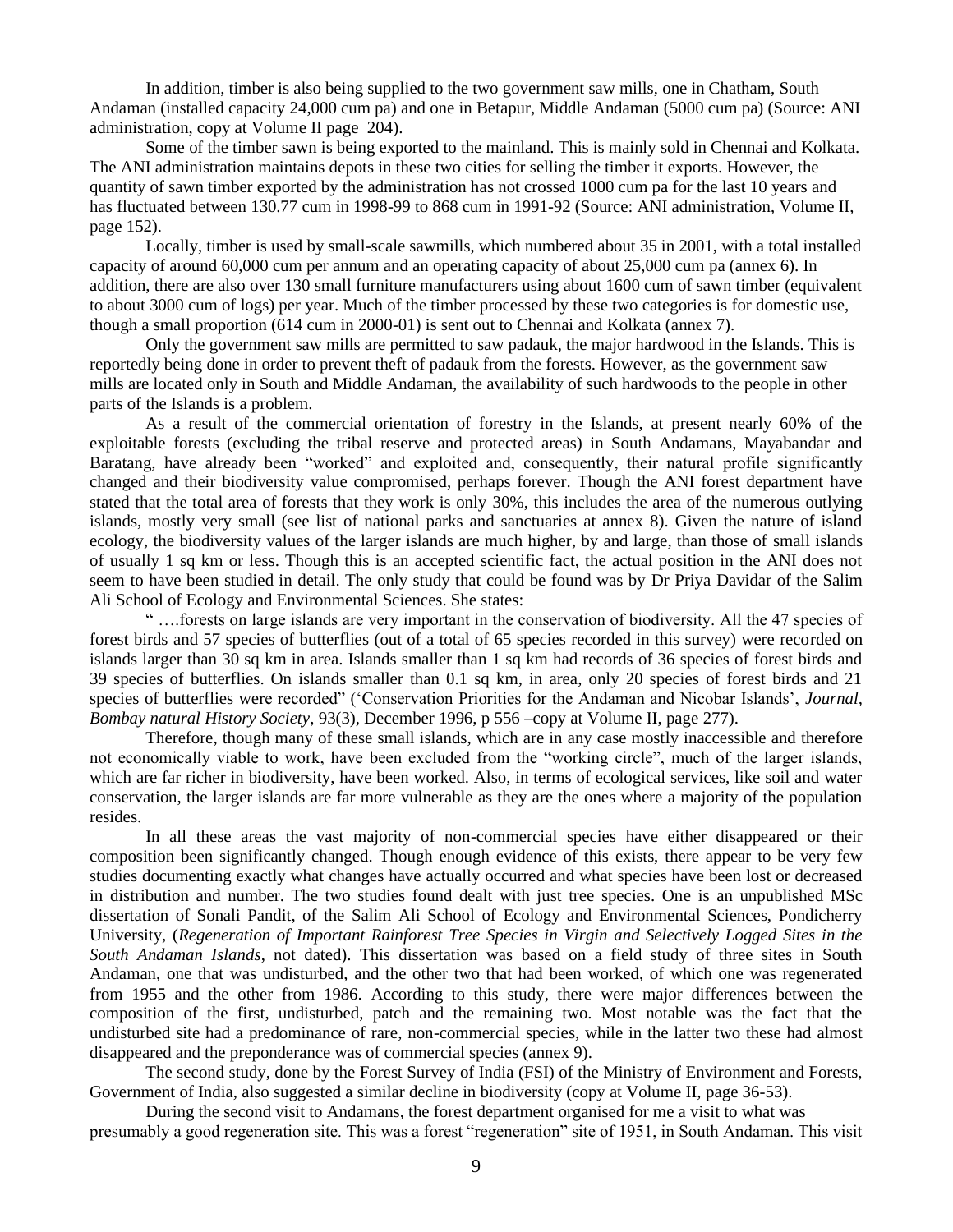In addition, timber is also being supplied to the two government saw mills, one in Chatham, South Andaman (installed capacity 24,000 cum pa) and one in Betapur, Middle Andaman (5000 cum pa) (Source: ANI administration, copy at Volume II page 204).

Some of the timber sawn is being exported to the mainland. This is mainly sold in Chennai and Kolkata. The ANI administration maintains depots in these two cities for selling the timber it exports. However, the quantity of sawn timber exported by the administration has not crossed 1000 cum pa for the last 10 years and has fluctuated between 130.77 cum in 1998-99 to 868 cum in 1991-92 (Source: ANI administration, Volume II, page 152).

Locally, timber is used by small-scale sawmills, which numbered about 35 in 2001, with a total installed capacity of around 60,000 cum per annum and an operating capacity of about 25,000 cum pa (annex 6). In addition, there are also over 130 small furniture manufacturers using about 1600 cum of sawn timber (equivalent to about 3000 cum of logs) per year. Much of the timber processed by these two categories is for domestic use, though a small proportion (614 cum in 2000-01) is sent out to Chennai and Kolkata (annex 7).

Only the government saw mills are permitted to saw padauk, the major hardwood in the Islands. This is reportedly being done in order to prevent theft of padauk from the forests. However, as the government saw mills are located only in South and Middle Andaman, the availability of such hardwoods to the people in other parts of the Islands is a problem.

As a result of the commercial orientation of forestry in the Islands, at present nearly 60% of the exploitable forests (excluding the tribal reserve and protected areas) in South Andamans, Mayabandar and Baratang, have already been "worked" and exploited and, consequently, their natural profile significantly changed and their biodiversity value compromised, perhaps forever. Though the ANI forest department have stated that the total area of forests that they work is only 30%, this includes the area of the numerous outlying islands, mostly very small (see list of national parks and sanctuaries at annex 8). Given the nature of island ecology, the biodiversity values of the larger islands are much higher, by and large, than those of small islands of usually 1 sq km or less. Though this is an accepted scientific fact, the actual position in the ANI does not seem to have been studied in detail. The only study that could be found was by Dr Priya Davidar of the Salim Ali School of Ecology and Environmental Sciences. She states:

" ….forests on large islands are very important in the conservation of biodiversity. All the 47 species of forest birds and 57 species of butterflies (out of a total of 65 species recorded in this survey) were recorded on islands larger than 30 sq km in area. Islands smaller than 1 sq km had records of 36 species of forest birds and 39 species of butterflies. On islands smaller than 0.1 sq km, in area, only 20 species of forest birds and 21 species of butterflies were recorded" ('Conservation Priorities for the Andaman and Nicobar Islands', *Journal, Bombay natural History Society*, 93(3), December 1996, p 556 –copy at Volume II, page 277).

Therefore, though many of these small islands, which are in any case mostly inaccessible and therefore not economically viable to work, have been excluded from the "working circle", much of the larger islands, which are far richer in biodiversity, have been worked. Also, in terms of ecological services, like soil and water conservation, the larger islands are far more vulnerable as they are the ones where a majority of the population resides.

In all these areas the vast majority of non-commercial species have either disappeared or their composition been significantly changed. Though enough evidence of this exists, there appear to be very few studies documenting exactly what changes have actually occurred and what species have been lost or decreased in distribution and number. The two studies found dealt with just tree species. One is an unpublished MSc dissertation of Sonali Pandit, of the Salim Ali School of Ecology and Environmental Sciences, Pondicherry University, (*Regeneration of Important Rainforest Tree Species in Virgin and Selectively Logged Sites in the South Andaman Islands*, not dated). This dissertation was based on a field study of three sites in South Andaman, one that was undisturbed, and the other two that had been worked, of which one was regenerated from 1955 and the other from 1986. According to this study, there were major differences between the composition of the first, undisturbed, patch and the remaining two. Most notable was the fact that the undisturbed site had a predominance of rare, non-commercial species, while in the latter two these had almost disappeared and the preponderance was of commercial species (annex 9).

The second study, done by the Forest Survey of India (FSI) of the Ministry of Environment and Forests, Government of India, also suggested a similar decline in biodiversity (copy at Volume II, page 36-53).

During the second visit to Andamans, the forest department organised for me a visit to what was presumably a good regeneration site. This was a forest "regeneration" site of 1951, in South Andaman. This visit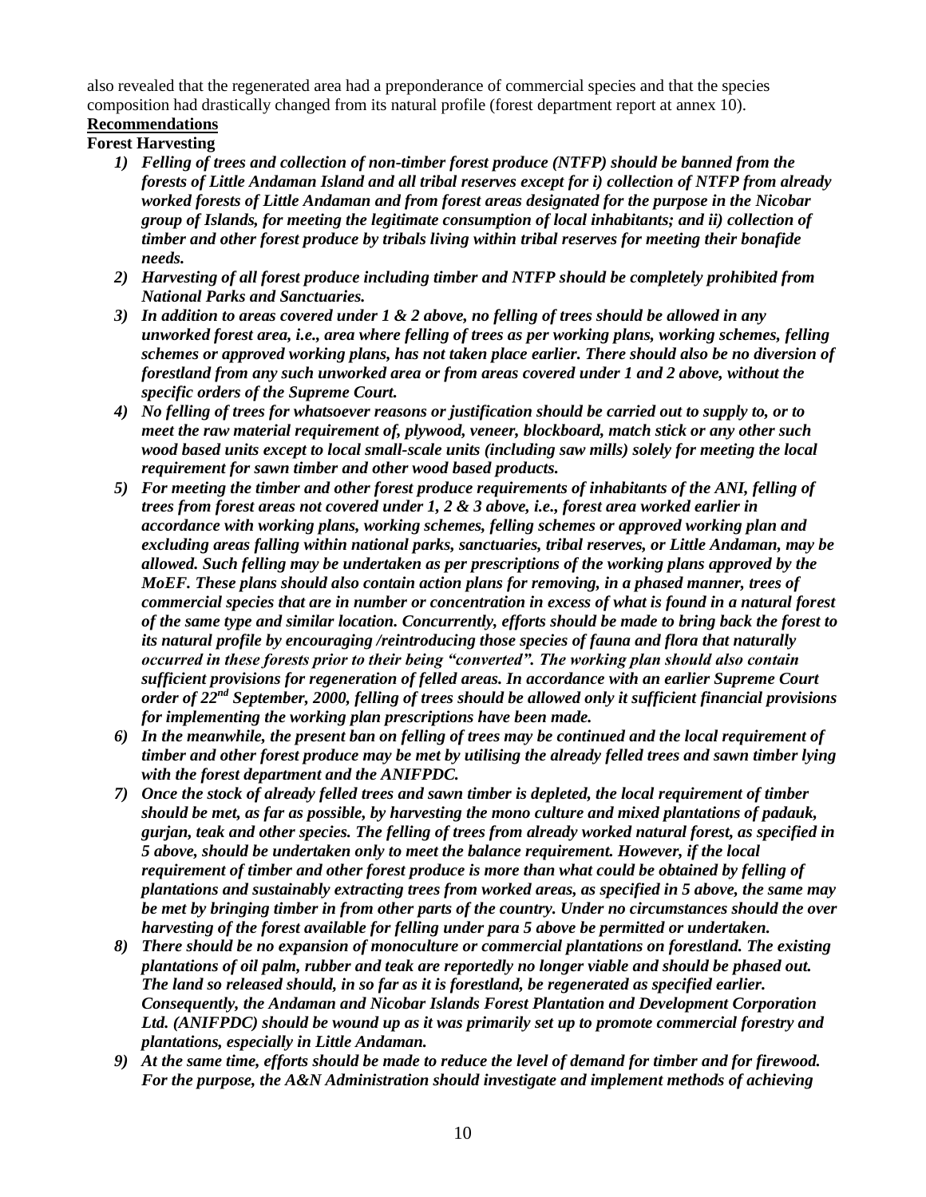also revealed that the regenerated area had a preponderance of commercial species and that the species composition had drastically changed from its natural profile (forest department report at annex 10).

**Recommendations**

**Forest Harvesting**

1) ***Felling of trees and collection of non-timber forest produce (NTFP) should be banned from the forests of Little Andaman Island and all tribal reserves except for i) collection of NTFP from already worked forests of Little Andaman and from forest areas designated for the purpose in the Nicobar group of Islands, for meeting the legitimate consumption of local inhabitants; and ii) collection of timber and other forest produce by tribals living within tribal reserves for meeting their bonafide needs.***
2) ***Harvesting of all forest produce including timber and NTFP should be completely prohibited from National Parks and Sanctuaries.***
3) ***In addition to areas covered under 1 & 2 above, no felling of trees should be allowed in any unworked forest area, i.e., area where felling of trees as per working plans, working schemes, felling schemes or approved working plans, has not taken place earlier. There should also be no diversion of forestland from any such unworked area or from areas covered under 1 and 2 above, without the specific orders of the Supreme Court.***
4) ***No felling of trees for whatsoever reasons or justification should be carried out to supply to, or to meet the raw material requirement of, plywood, veneer, blockboard, match stick or any other such wood based units except to local small-scale units (including saw mills) solely for meeting the local requirement for sawn timber and other wood based products.***
5) ***For meeting the timber and other forest produce requirements of inhabitants of the ANI, felling of trees from forest areas not covered under 1, 2 & 3 above, i.e., forest area worked earlier in accordance with working plans, working schemes, felling schemes or approved working plan and excluding areas falling within national parks, sanctuaries, tribal reserves, or Little Andaman, may be allowed. Such felling may be undertaken as per prescriptions of the working plans approved by the MoEF. These plans should also contain action plans for removing, in a phased manner, trees of commercial species that are in number or concentration in excess of what is found in a natural forest of the same type and similar location. Concurrently, efforts should be made to bring back the forest to its natural profile by encouraging /reintroducing those species of fauna and flora that naturally occurred in these forests prior to their being "converted". The working plan should also contain sufficient provisions for regeneration of felled areas. In accordance with an earlier Supreme Court order of 22nd September, 2000, felling of trees should be allowed only it sufficient financial provisions for implementing the working plan prescriptions have been made.***
6) ***In the meanwhile, the present ban on felling of trees may be continued and the local requirement of timber and other forest produce may be met by utilising the already felled trees and sawn timber lying with the forest department and the ANIFPDC.***
7) ***Once the stock of already felled trees and sawn timber is depleted, the local requirement of timber should be met, as far as possible, by harvesting the mono culture and mixed plantations of padauk, gurjan, teak and other species. The felling of trees from already worked natural forest, as specified in 5 above, should be undertaken only to meet the balance requirement. However, if the local requirement of timber and other forest produce is more than what could be obtained by felling of plantations and sustainably extracting trees from worked areas, as specified in 5 above, the same may be met by bringing timber in from other parts of the country. Under no circumstances should the over harvesting of the forest available for felling under para 5 above be permitted or undertaken.***
8) ***There should be no expansion of monoculture or commercial plantations on forestland. The existing plantations of oil palm, rubber and teak are reportedly no longer viable and should be phased out. The land so released should, in so far as it is forestland, be regenerated as specified earlier. Consequently, the Andaman and Nicobar Islands Forest Plantation and Development Corporation Ltd. (ANIFPDC) should be wound up as it was primarily set up to promote commercial forestry and plantations, especially in Little Andaman.***
9) ***At the same time, efforts should be made to reduce the level of demand for timber and for firewood. For the purpose, the A&N Administration should investigate and implement methods of achieving***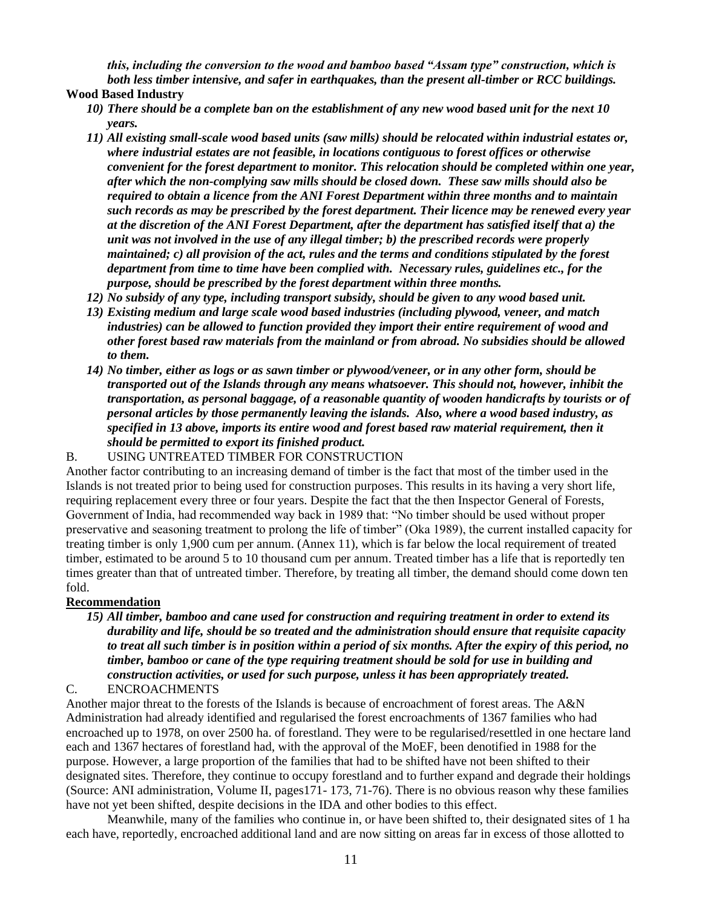***this, including the conversion to the wood and bamboo based "Assam type" construction, which is both less timber intensive, and safer in earthquakes, than the present all-timber or RCC buildings.***

**Wood Based Industry**

10) ***There should be a complete ban on the establishment of any new wood based unit for the next 10 years.***
11) ***All existing small-scale wood based units (saw mills) should be relocated within industrial estates or, where industrial estates are not feasible, in locations contiguous to forest offices or otherwise convenient for the forest department to monitor. This relocation should be completed within one year, after which the non-complying saw mills should be closed down. These saw mills should also be required to obtain a licence from the ANI Forest Department within three months and to maintain such records as may be prescribed by the forest department. Their licence may be renewed every year at the discretion of the ANI Forest Department, after the department has satisfied itself that a) the unit was not involved in the use of any illegal timber; b) the prescribed records were properly maintained; c) all provision of the act, rules and the terms and conditions stipulated by the forest department from time to time have been complied with. Necessary rules, guidelines etc., for the purpose, should be prescribed by the forest department within three months.***
12) ***No subsidy of any type, including transport subsidy, should be given to any wood based unit.***
13) ***Existing medium and large scale wood based industries (including plywood, veneer, and match industries) can be allowed to function provided they import their entire requirement of wood and other forest based raw materials from the mainland or from abroad. No subsidies should be allowed to them.***
14) ***No timber, either as logs or as sawn timber or plywood/veneer, or in any other form, should be transported out of the Islands through any means whatsoever. This should not, however, inhibit the transportation, as personal baggage, of a reasonable quantity of wooden handicrafts by tourists or of personal articles by those permanently leaving the islands. Also, where a wood based industry, as specified in 13 above, imports its entire wood and forest based raw material requirement, then it should be permitted to export its finished product.***

B. USING UNTREATED TIMBER FOR CONSTRUCTION

Another factor contributing to an increasing demand of timber is the fact that most of the timber used in the Islands is not treated prior to being used for construction purposes. This results in its having a very short life, requiring replacement every three or four years. Despite the fact that the then Inspector General of Forests, Government of India, had recommended way back in 1989 that: "No timber should be used without proper preservative and seasoning treatment to prolong the life of timber" (Oka 1989), the current installed capacity for treating timber is only 1,900 cum per annum. (Annex 11), which is far below the local requirement of treated timber, estimated to be around 5 to 10 thousand cum per annum. Treated timber has a life that is reportedly ten times greater than that of untreated timber. Therefore, by treating all timber, the demand should come down ten fold.

**Recommendation**

15) ***All timber, bamboo and cane used for construction and requiring treatment in order to extend its durability and life, should be so treated and the administration should ensure that requisite capacity to treat all such timber is in position within a period of six months. After the expiry of this period, no timber, bamboo or cane of the type requiring treatment should be sold for use in building and construction activities, or used for such purpose, unless it has been appropriately treated.***

C. ENCROACHMENTS

Another major threat to the forests of the Islands is because of encroachment of forest areas. The A&N Administration had already identified and regularised the forest encroachments of 1367 families who had encroached up to 1978, on over 2500 ha. of forestland. They were to be regularised/resettled in one hectare land each and 1367 hectares of forestland had, with the approval of the MoEF, been denotified in 1988 for the purpose. However, a large proportion of the families that had to be shifted have not been shifted to their designated sites. Therefore, they continue to occupy forestland and to further expand and degrade their holdings (Source: ANI administration, Volume II, pages171- 173, 71-76). There is no obvious reason why these families have not yet been shifted, despite decisions in the IDA and other bodies to this effect.

Meanwhile, many of the families who continue in, or have been shifted to, their designated sites of 1 ha each have, reportedly, encroached additional land and are now sitting on areas far in excess of those allotted to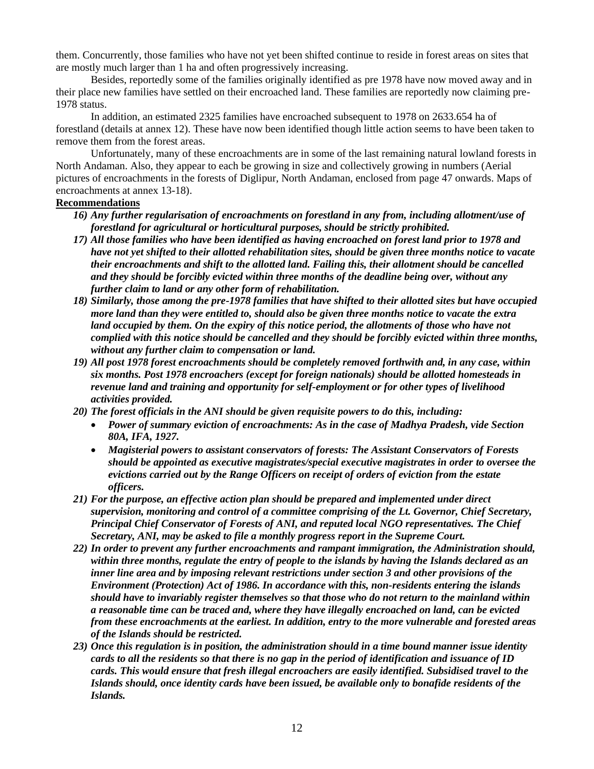them. Concurrently, those families who have not yet been shifted continue to reside in forest areas on sites that are mostly much larger than 1 ha and often progressively increasing.

Besides, reportedly some of the families originally identified as pre 1978 have now moved away and in their place new families have settled on their encroached land. These families are reportedly now claiming pre-1978 status.

In addition, an estimated 2325 families have encroached subsequent to 1978 on 2633.654 ha of forestland (details at annex 12). These have now been identified though little action seems to have been taken to remove them from the forest areas.

Unfortunately, many of these encroachments are in some of the last remaining natural lowland forests in North Andaman. Also, they appear to each be growing in size and collectively growing in numbers (Aerial pictures of encroachments in the forests of Diglipur, North Andaman, enclosed from page 47 onwards. Maps of encroachments at annex 13-18).

**Recommendations**

16) ***Any further regularisation of encroachments on forestland in any from, including allotment/use of forestland for agricultural or horticultural purposes, should be strictly prohibited.***
17) ***All those families who have been identified as having encroached on forest land prior to 1978 and have not yet shifted to their allotted rehabilitation sites, should be given three months notice to vacate their encroachments and shift to the allotted land. Failing this, their allotment should be cancelled and they should be forcibly evicted within three months of the deadline being over, without any further claim to land or any other form of rehabilitation.***
18) ***Similarly, those among the pre-1978 families that have shifted to their allotted sites but have occupied more land than they were entitled to, should also be given three months notice to vacate the extra land occupied by them. On the expiry of this notice period, the allotments of those who have not complied with this notice should be cancelled and they should be forcibly evicted within three months, without any further claim to compensation or land.***
19) ***All post 1978 forest encroachments should be completely removed forthwith and, in any case, within six months. Post 1978 encroachers (except for foreign nationals) should be allotted homesteads in revenue land and training and opportunity for self-employment or for other types of livelihood activities provided.***
20) ***The forest officials in the ANI should be given requisite powers to do this, including:***
    - ***Power of summary eviction of encroachments: As in the case of Madhya Pradesh, vide Section 80A, IFA, 1927.***
    - ***Magisterial powers to assistant conservators of forests: The Assistant Conservators of Forests should be appointed as executive magistrates/special executive magistrates in order to oversee the evictions carried out by the Range Officers on receipt of orders of eviction from the estate officers.***
21) ***For the purpose, an effective action plan should be prepared and implemented under direct supervision, monitoring and control of a committee comprising of the Lt. Governor, Chief Secretary, Principal Chief Conservator of Forests of ANI, and reputed local NGO representatives. The Chief Secretary, ANI, may be asked to file a monthly progress report in the Supreme Court.***
22) ***In order to prevent any further encroachments and rampant immigration, the Administration should, within three months, regulate the entry of people to the islands by having the Islands declared as an inner line area and by imposing relevant restrictions under section 3 and other provisions of the Environment (Protection) Act of 1986. In accordance with this, non-residents entering the islands should have to invariably register themselves so that those who do not return to the mainland within a reasonable time can be traced and, where they have illegally encroached on land, can be evicted from these encroachments at the earliest. In addition, entry to the more vulnerable and forested areas of the Islands should be restricted.***
23) ***Once this regulation is in position, the administration should in a time bound manner issue identity cards to all the residents so that there is no gap in the period of identification and issuance of ID cards. This would ensure that fresh illegal encroachers are easily identified. Subsidised travel to the Islands should, once identity cards have been issued, be available only to bonafide residents of the Islands.***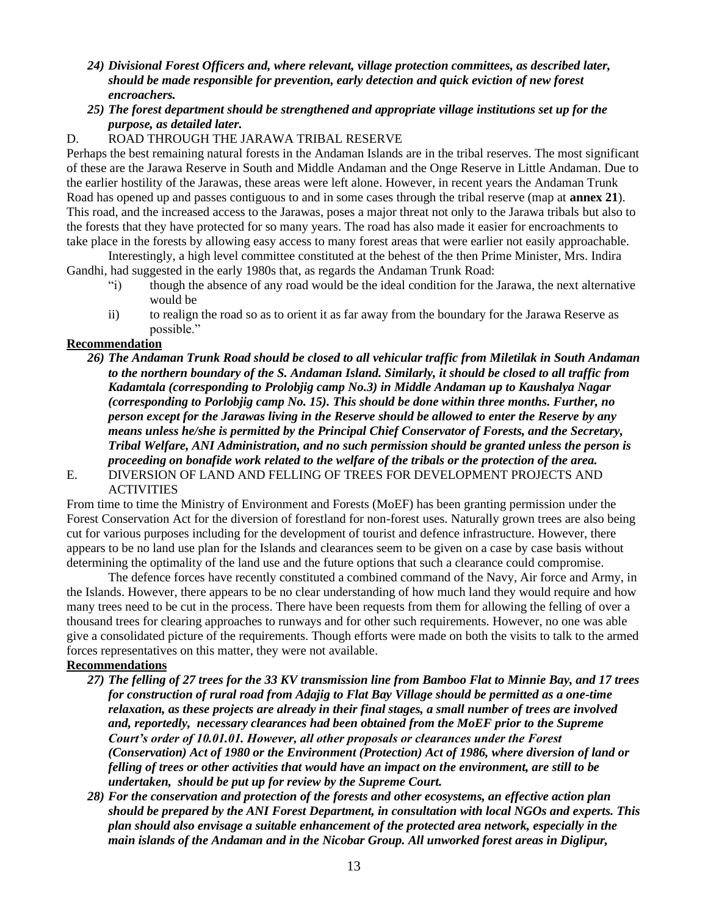*24) Divisional Forest Officers and, where relevant, village protection committees, as described later, should be made responsible for prevention, early detection and quick eviction of new forest encroachers.*

*25) The forest department should be strengthened and appropriate village institutions set up for the purpose, as detailed later.*

D. ROAD THROUGH THE JARAWA TRIBAL RESERVE

Perhaps the best remaining natural forests in the Andaman Islands are in the tribal reserves. The most significant of these are the Jarawa Reserve in South and Middle Andaman and the Onge Reserve in Little Andaman. Due to the earlier hostility of the Jarawas, these areas were left alone. However, in recent years the Andaman Trunk Road has opened up and passes contiguous to and in some cases through the tribal reserve (map at **annex 21**). This road, and the increased access to the Jarawas, poses a major threat not only to the Jarawa tribals but also to the forests that they have protected for so many years. The road has also made it easier for encroachments to take place in the forests by allowing easy access to many forest areas that were earlier not easily approachable.

Interestingly, a high level committee constituted at the behest of the then Prime Minister, Mrs. Indira Gandhi, had suggested in the early 1980s that, as regards the Andaman Trunk Road:

"i) though the absence of any road would be the ideal condition for the Jarawa, the next alternative would be

ii) to realign the road so as to orient it as far away from the boundary for the Jarawa Reserve as possible."

**Recommendation**

***26) The Andaman Trunk Road should be closed to all vehicular traffic from Miletilak in South Andaman to the northern boundary of the S. Andaman Island. Similarly, it should be closed to all traffic from Kadamtala (corresponding to Prolobjig camp No.3) in Middle Andaman up to Kaushalya Nagar (corresponding to Porlobjig camp No. 15). This should be done within three months. Further, no person except for the Jarawas living in the Reserve should be allowed to enter the Reserve by any means unless he/she is permitted by the Principal Chief Conservator of Forests, and the Secretary, Tribal Welfare, ANI Administration, and no such permission should be granted unless the person is proceeding on bonafide work related to the welfare of the tribals or the protection of the area.***

E. DIVERSION OF LAND AND FELLING OF TREES FOR DEVELOPMENT PROJECTS AND ACTIVITIES

From time to time the Ministry of Environment and Forests (MoEF) has been granting permission under the Forest Conservation Act for the diversion of forestland for non-forest uses. Naturally grown trees are also being cut for various purposes including for the development of tourist and defence infrastructure. However, there appears to be no land use plan for the Islands and clearances seem to be given on a case by case basis without determining the optimality of the land use and the future options that such a clearance could compromise.

The defence forces have recently constituted a combined command of the Navy, Air force and Army, in the Islands. However, there appears to be no clear understanding of how much land they would require and how many trees need to be cut in the process. There have been requests from them for allowing the felling of over a thousand trees for clearing approaches to runways and for other such requirements. However, no one was able give a consolidated picture of the requirements. Though efforts were made on both the visits to talk to the armed forces representatives on this matter, they were not available.

**Recommendations**

***27) The felling of 27 trees for the 33 KV transmission line from Bamboo Flat to Minnie Bay, and 17 trees for construction of rural road from Adajig to Flat Bay Village should be permitted as a one-time relaxation, as these projects are already in their final stages, a small number of trees are involved and, reportedly, necessary clearances had been obtained from the MoEF prior to the Supreme Court's order of 10.01.01. However, all other proposals or clearances under the Forest (Conservation) Act of 1980 or the Environment (Protection) Act of 1986, where diversion of land or felling of trees or other activities that would have an impact on the environment, are still to be undertaken, should be put up for review by the Supreme Court.***

***28) For the conservation and protection of the forests and other ecosystems, an effective action plan should be prepared by the ANI Forest Department, in consultation with local NGOs and experts. This plan should also envisage a suitable enhancement of the protected area network, especially in the main islands of the Andaman and in the Nicobar Group. All unworked forest areas in Diglipur,***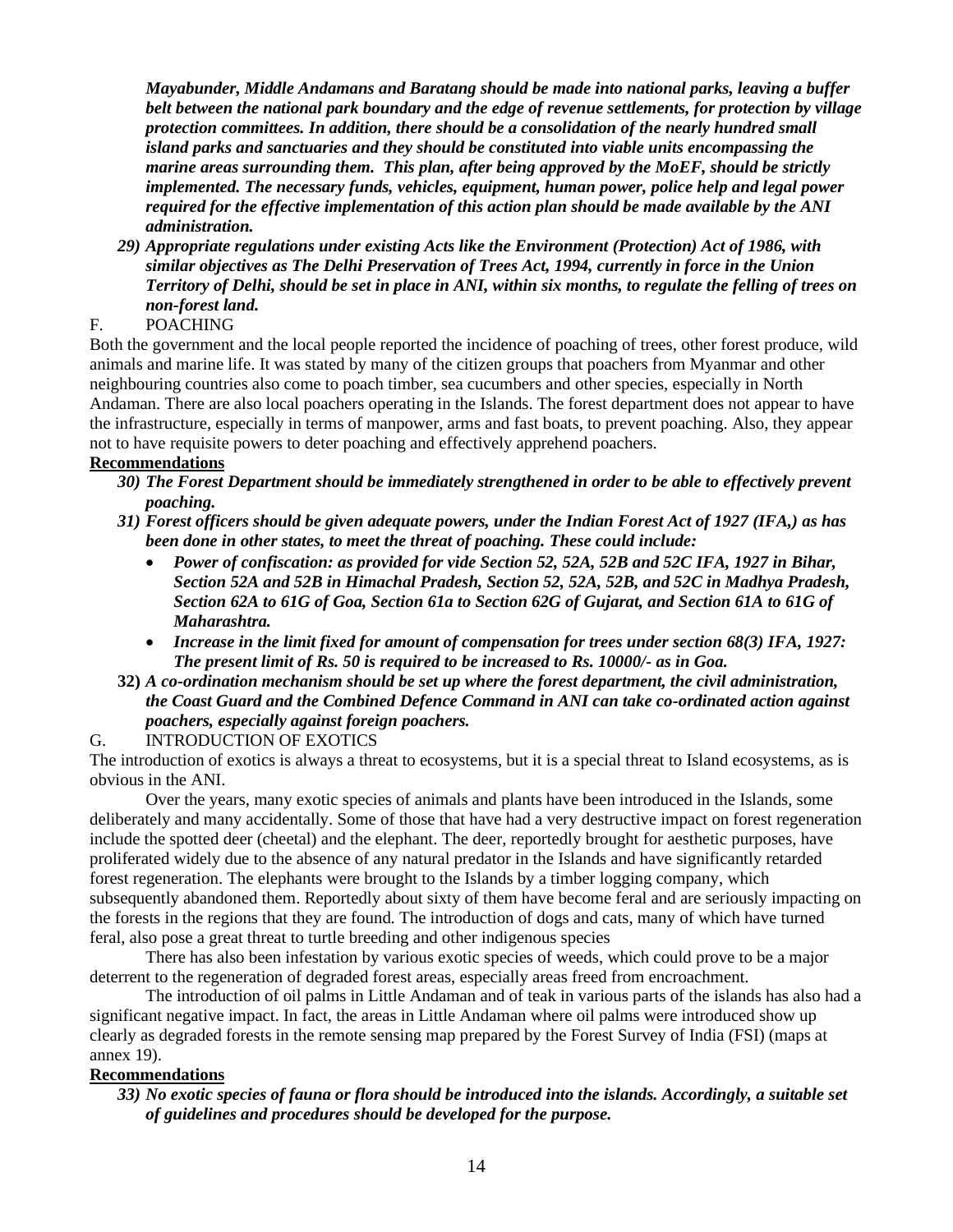***Mayabunder, Middle Andamans and Baratang should be made into national parks, leaving a buffer belt between the national park boundary and the edge of revenue settlements, for protection by village protection committees. In addition, there should be a consolidation of the nearly hundred small island parks and sanctuaries and they should be constituted into viable units encompassing the marine areas surrounding them. This plan, after being approved by the MoEF, should be strictly implemented. The necessary funds, vehicles, equipment, human power, police help and legal power required for the effective implementation of this action plan should be made available by the ANI administration.***

29) ***Appropriate regulations under existing Acts like the Environment (Protection) Act of 1986, with similar objectives as The Delhi Preservation of Trees Act, 1994, currently in force in the Union Territory of Delhi, should be set in place in ANI, within six months, to regulate the felling of trees on non-forest land.***

F. POACHING

Both the government and the local people reported the incidence of poaching of trees, other forest produce, wild animals and marine life. It was stated by many of the citizen groups that poachers from Myanmar and other neighbouring countries also come to poach timber, sea cucumbers and other species, especially in North Andaman. There are also local poachers operating in the Islands. The forest department does not appear to have the infrastructure, especially in terms of manpower, arms and fast boats, to prevent poaching. Also, they appear not to have requisite powers to deter poaching and effectively apprehend poachers.

**Recommendations**

30) ***The Forest Department should be immediately strengthened in order to be able to effectively prevent poaching.***

31) ***Forest officers should be given adequate powers, under the Indian Forest Act of 1927 (IFA,) as has been done in other states, to meet the threat of poaching. These could include:***
   - ***Power of confiscation: as provided for vide Section 52, 52A, 52B and 52C IFA, 1927 in Bihar, Section 52A and 52B in Himachal Pradesh, Section 52, 52A, 52B, and 52C in Madhya Pradesh, Section 62A to 61G of Goa, Section 61a to Section 62G of Gujarat, and Section 61A to 61G of Maharashtra.***
   - ***Increase in the limit fixed for amount of compensation for trees under section 68(3) IFA, 1927: The present limit of Rs. 50 is required to be increased to Rs. 10000/- as in Goa.***

**32)** ***A co-ordination mechanism should be set up where the forest department, the civil administration, the Coast Guard and the Combined Defence Command in ANI can take co-ordinated action against poachers, especially against foreign poachers.***

G. INTRODUCTION OF EXOTICS

The introduction of exotics is always a threat to ecosystems, but it is a special threat to Island ecosystems, as is obvious in the ANI.

Over the years, many exotic species of animals and plants have been introduced in the Islands, some deliberately and many accidentally. Some of those that have had a very destructive impact on forest regeneration include the spotted deer (cheetal) and the elephant. The deer, reportedly brought for aesthetic purposes, have proliferated widely due to the absence of any natural predator in the Islands and have significantly retarded forest regeneration. The elephants were brought to the Islands by a timber logging company, which subsequently abandoned them. Reportedly about sixty of them have become feral and are seriously impacting on the forests in the regions that they are found. The introduction of dogs and cats, many of which have turned feral, also pose a great threat to turtle breeding and other indigenous species

There has also been infestation by various exotic species of weeds, which could prove to be a major deterrent to the regeneration of degraded forest areas, especially areas freed from encroachment.

The introduction of oil palms in Little Andaman and of teak in various parts of the islands has also had a significant negative impact. In fact, the areas in Little Andaman where oil palms were introduced show up clearly as degraded forests in the remote sensing map prepared by the Forest Survey of India (FSI) (maps at annex 19).

**Recommendations**

33) ***No exotic species of fauna or flora should be introduced into the islands. Accordingly, a suitable set of guidelines and procedures should be developed for the purpose.***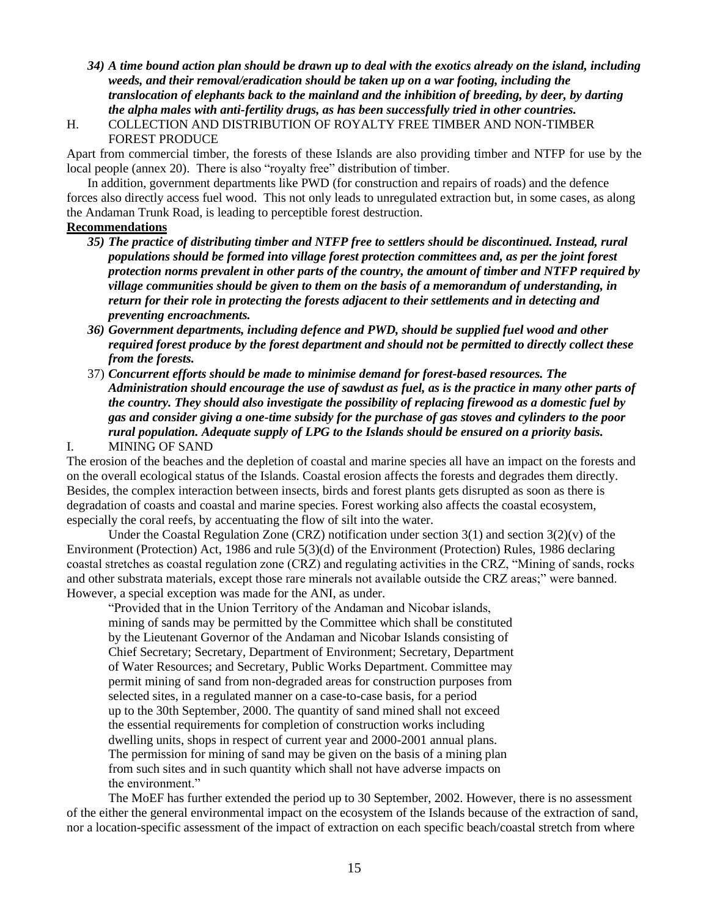34) ***A time bound action plan should be drawn up to deal with the exotics already on the island, including weeds, and their removal/eradication should be taken up on a war footing, including the translocation of elephants back to the mainland and the inhibition of breeding, by deer, by darting the alpha males with anti-fertility drugs, as has been successfully tried in other countries.***

H. COLLECTION AND DISTRIBUTION OF ROYALTY FREE TIMBER AND NON-TIMBER FOREST PRODUCE

Apart from commercial timber, the forests of these Islands are also providing timber and NTFP for use by the local people (annex 20). There is also "royalty free" distribution of timber.

In addition, government departments like PWD (for construction and repairs of roads) and the defence forces also directly access fuel wood. This not only leads to unregulated extraction but, in some cases, as along the Andaman Trunk Road, is leading to perceptible forest destruction.

**Recommendations**

35) ***The practice of distributing timber and NTFP free to settlers should be discontinued. Instead, rural populations should be formed into village forest protection committees and, as per the joint forest protection norms prevalent in other parts of the country, the amount of timber and NTFP required by village communities should be given to them on the basis of a memorandum of understanding, in return for their role in protecting the forests adjacent to their settlements and in detecting and preventing encroachments.***

36) ***Government departments, including defence and PWD, should be supplied fuel wood and other required forest produce by the forest department and should not be permitted to directly collect these from the forests.***

37) ***Concurrent efforts should be made to minimise demand for forest-based resources. The Administration should encourage the use of sawdust as fuel, as is the practice in many other parts of the country. They should also investigate the possibility of replacing firewood as a domestic fuel by gas and consider giving a one-time subsidy for the purchase of gas stoves and cylinders to the poor rural population. Adequate supply of LPG to the Islands should be ensured on a priority basis.***

I. MINING OF SAND

The erosion of the beaches and the depletion of coastal and marine species all have an impact on the forests and on the overall ecological status of the Islands. Coastal erosion affects the forests and degrades them directly. Besides, the complex interaction between insects, birds and forest plants gets disrupted as soon as there is degradation of coasts and coastal and marine species. Forest working also affects the coastal ecosystem, especially the coral reefs, by accentuating the flow of silt into the water.

Under the Coastal Regulation Zone (CRZ) notification under section 3(1) and section 3(2)(v) of the Environment (Protection) Act, 1986 and rule 5(3)(d) of the Environment (Protection) Rules, 1986 declaring coastal stretches as coastal regulation zone (CRZ) and regulating activities in the CRZ, "Mining of sands, rocks and other substrata materials, except those rare minerals not available outside the CRZ areas;" were banned. However, a special exception was made for the ANI, as under.

> "Provided that in the Union Territory of the Andaman and Nicobar islands, mining of sands may be permitted by the Committee which shall be constituted by the Lieutenant Governor of the Andaman and Nicobar Islands consisting of Chief Secretary; Secretary, Department of Environment; Secretary, Department of Water Resources; and Secretary, Public Works Department. Committee may permit mining of sand from non-degraded areas for construction purposes from selected sites, in a regulated manner on a case-to-case basis, for a period up to the 30th September, 2000. The quantity of sand mined shall not exceed the essential requirements for completion of construction works including dwelling units, shops in respect of current year and 2000-2001 annual plans. The permission for mining of sand may be given on the basis of a mining plan from such sites and in such quantity which shall not have adverse impacts on the environment."

The MoEF has further extended the period up to 30 September, 2002. However, there is no assessment of the either the general environmental impact on the ecosystem of the Islands because of the extraction of sand, nor a location-specific assessment of the impact of extraction on each specific beach/coastal stretch from where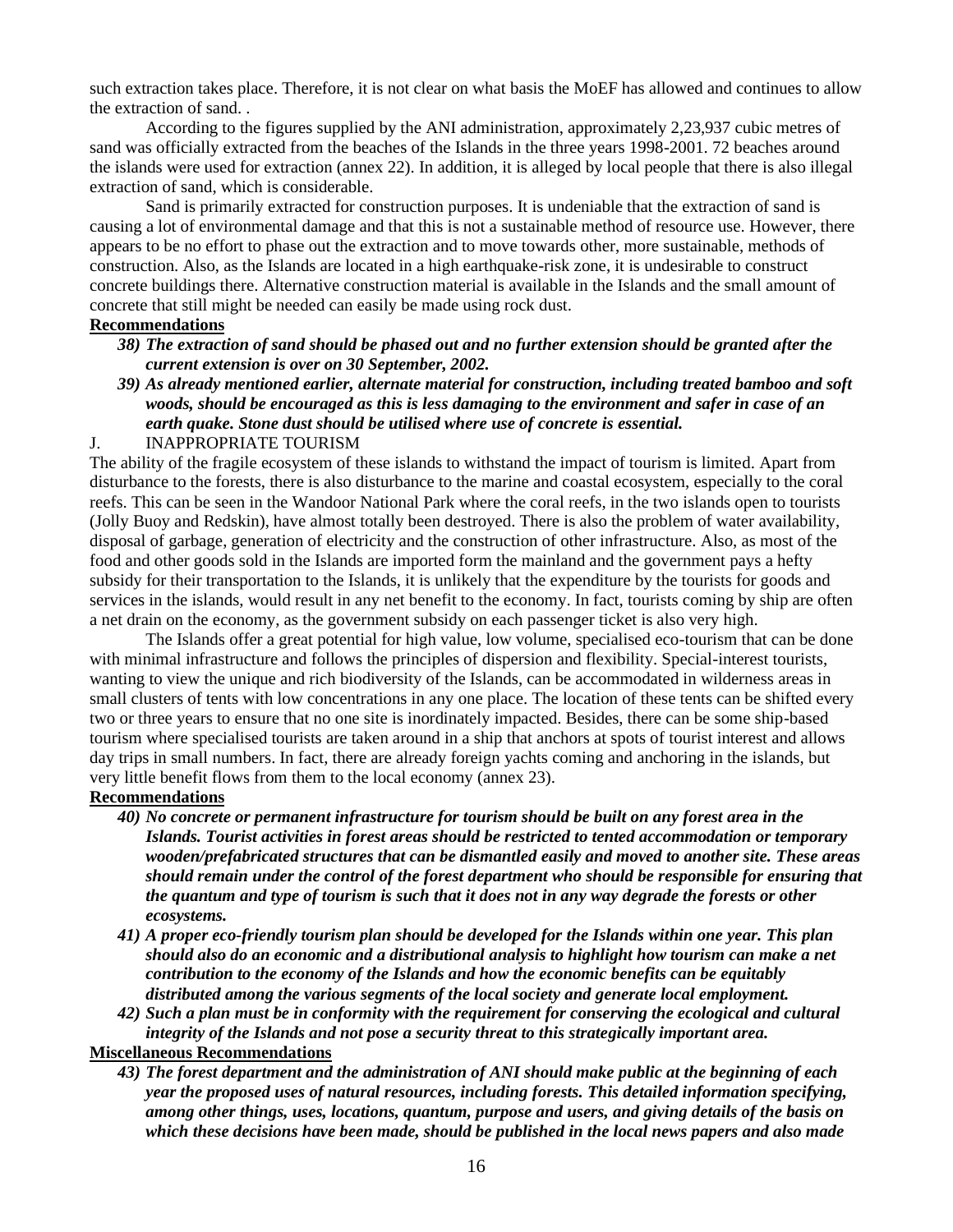such extraction takes place. Therefore, it is not clear on what basis the MoEF has allowed and continues to allow the extraction of sand. .

According to the figures supplied by the ANI administration, approximately 2,23,937 cubic metres of sand was officially extracted from the beaches of the Islands in the three years 1998-2001. 72 beaches around the islands were used for extraction (annex 22). In addition, it is alleged by local people that there is also illegal extraction of sand, which is considerable.

Sand is primarily extracted for construction purposes. It is undeniable that the extraction of sand is causing a lot of environmental damage and that this is not a sustainable method of resource use. However, there appears to be no effort to phase out the extraction and to move towards other, more sustainable, methods of construction. Also, as the Islands are located in a high earthquake-risk zone, it is undesirable to construct concrete buildings there. Alternative construction material is available in the Islands and the small amount of concrete that still might be needed can easily be made using rock dust.

**Recommendations**

38) ***The extraction of sand should be phased out and no further extension should be granted after the current extension is over on 30 September, 2002.***

39) ***As already mentioned earlier, alternate material for construction, including treated bamboo and soft woods, should be encouraged as this is less damaging to the environment and safer in case of an earth quake. Stone dust should be utilised where use of concrete is essential.***

J. INAPPROPRIATE TOURISM

The ability of the fragile ecosystem of these islands to withstand the impact of tourism is limited. Apart from disturbance to the forests, there is also disturbance to the marine and coastal ecosystem, especially to the coral reefs. This can be seen in the Wandoor National Park where the coral reefs, in the two islands open to tourists (Jolly Buoy and Redskin), have almost totally been destroyed. There is also the problem of water availability, disposal of garbage, generation of electricity and the construction of other infrastructure. Also, as most of the food and other goods sold in the Islands are imported form the mainland and the government pays a hefty subsidy for their transportation to the Islands, it is unlikely that the expenditure by the tourists for goods and services in the islands, would result in any net benefit to the economy. In fact, tourists coming by ship are often a net drain on the economy, as the government subsidy on each passenger ticket is also very high.

The Islands offer a great potential for high value, low volume, specialised eco-tourism that can be done with minimal infrastructure and follows the principles of dispersion and flexibility. Special-interest tourists, wanting to view the unique and rich biodiversity of the Islands, can be accommodated in wilderness areas in small clusters of tents with low concentrations in any one place. The location of these tents can be shifted every two or three years to ensure that no one site is inordinately impacted. Besides, there can be some ship-based tourism where specialised tourists are taken around in a ship that anchors at spots of tourist interest and allows day trips in small numbers. In fact, there are already foreign yachts coming and anchoring in the islands, but very little benefit flows from them to the local economy (annex 23).

**Recommendations**

40) ***No concrete or permanent infrastructure for tourism should be built on any forest area in the Islands. Tourist activities in forest areas should be restricted to tented accommodation or temporary wooden/prefabricated structures that can be dismantled easily and moved to another site. These areas should remain under the control of the forest department who should be responsible for ensuring that the quantum and type of tourism is such that it does not in any way degrade the forests or other ecosystems.***

41) ***A proper eco-friendly tourism plan should be developed for the Islands within one year. This plan should also do an economic and a distributional analysis to highlight how tourism can make a net contribution to the economy of the Islands and how the economic benefits can be equitably distributed among the various segments of the local society and generate local employment.***

42) ***Such a plan must be in conformity with the requirement for conserving the ecological and cultural integrity of the Islands and not pose a security threat to this strategically important area.***

**Miscellaneous Recommendations**

43) ***The forest department and the administration of ANI should make public at the beginning of each year the proposed uses of natural resources, including forests. This detailed information specifying, among other things, uses, locations, quantum, purpose and users, and giving details of the basis on which these decisions have been made, should be published in the local news papers and also made***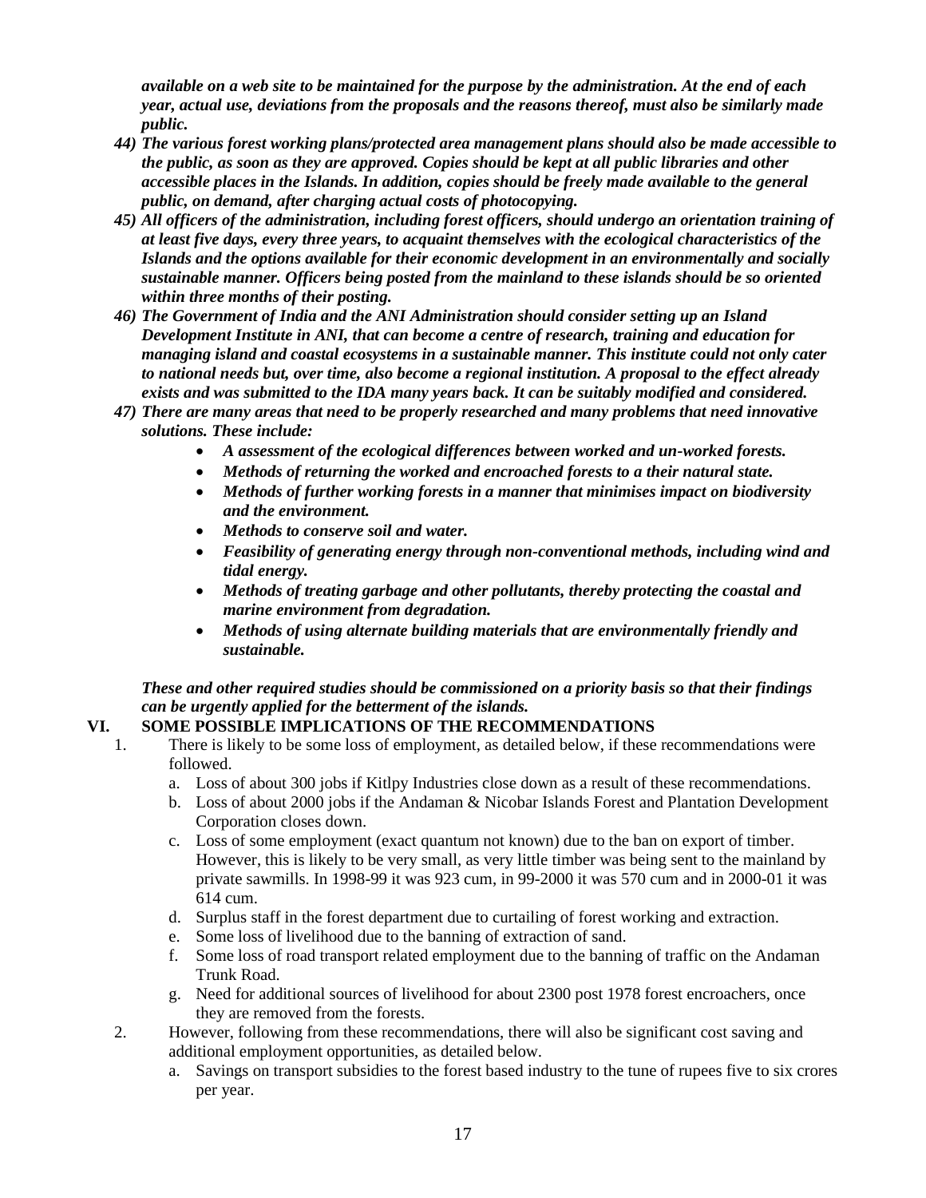*available on a web site to be maintained for the purpose by the administration. At the end of each year, actual use, deviations from the proposals and the reasons thereof, must also be similarly made public.*

44) ***The various forest working plans/protected area management plans should also be made accessible to the public, as soon as they are approved. Copies should be kept at all public libraries and other accessible places in the Islands. In addition, copies should be freely made available to the general public, on demand, after charging actual costs of photocopying.***

45) ***All officers of the administration, including forest officers, should undergo an orientation training of at least five days, every three years, to acquaint themselves with the ecological characteristics of the Islands and the options available for their economic development in an environmentally and socially sustainable manner. Officers being posted from the mainland to these islands should be so oriented within three months of their posting.***

46) ***The Government of India and the ANI Administration should consider setting up an Island Development Institute in ANI, that can become a centre of research, training and education for managing island and coastal ecosystems in a sustainable manner. This institute could not only cater to national needs but, over time, also become a regional institution. A proposal to the effect already exists and was submitted to the IDA many years back. It can be suitably modified and considered.***

47) ***There are many areas that need to be properly researched and many problems that need innovative solutions. These include:***

- ***A assessment of the ecological differences between worked and un-worked forests.***
- ***Methods of returning the worked and encroached forests to a their natural state.***
- ***Methods of further working forests in a manner that minimises impact on biodiversity and the environment.***
- ***Methods to conserve soil and water.***
- ***Feasibility of generating energy through non-conventional methods, including wind and tidal energy.***
- ***Methods of treating garbage and other pollutants, thereby protecting the coastal and marine environment from degradation.***
- ***Methods of using alternate building materials that are environmentally friendly and sustainable.***

***These and other required studies should be commissioned on a priority basis so that their findings can be urgently applied for the betterment of the islands.***

## VI. SOME POSSIBLE IMPLICATIONS OF THE RECOMMENDATIONS

1. There is likely to be some loss of employment, as detailed below, if these recommendations were followed.
   a. Loss of about 300 jobs if Kitlpy Industries close down as a result of these recommendations.
   b. Loss of about 2000 jobs if the Andaman & Nicobar Islands Forest and Plantation Development Corporation closes down.
   c. Loss of some employment (exact quantum not known) due to the ban on export of timber. However, this is likely to be very small, as very little timber was being sent to the mainland by private sawmills. In 1998-99 it was 923 cum, in 99-2000 it was 570 cum and in 2000-01 it was 614 cum.
   d. Surplus staff in the forest department due to curtailing of forest working and extraction.
   e. Some loss of livelihood due to the banning of extraction of sand.
   f. Some loss of road transport related employment due to the banning of traffic on the Andaman Trunk Road.
   g. Need for additional sources of livelihood for about 2300 post 1978 forest encroachers, once they are removed from the forests.
2. However, following from these recommendations, there will also be significant cost saving and additional employment opportunities, as detailed below.
   a. Savings on transport subsidies to the forest based industry to the tune of rupees five to six crores per year.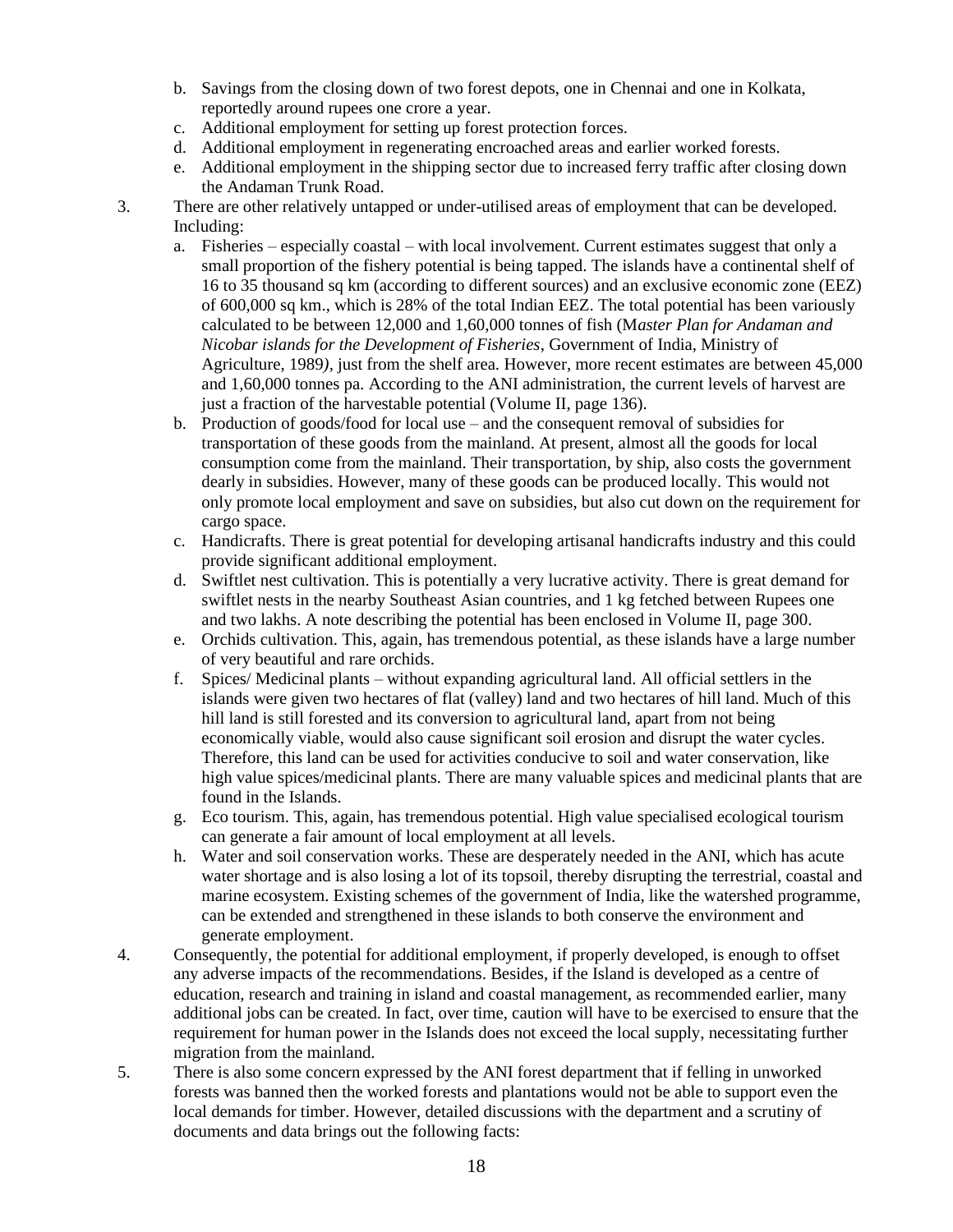b. Savings from the closing down of two forest depots, one in Chennai and one in Kolkata, reportedly around rupees one crore a year.
   c. Additional employment for setting up forest protection forces.
   d. Additional employment in regenerating encroached areas and earlier worked forests.
   e. Additional employment in the shipping sector due to increased ferry traffic after closing down the Andaman Trunk Road.

3. There are other relatively untapped or under-utilised areas of employment that can be developed. Including:
   a. Fisheries – especially coastal – with local involvement. Current estimates suggest that only a small proportion of the fishery potential is being tapped. The islands have a continental shelf of 16 to 35 thousand sq km (according to different sources) and an exclusive economic zone (EEZ) of 600,000 sq km., which is 28% of the total Indian EEZ. The total potential has been variously calculated to be between 12,000 and 1,60,000 tonnes of fish (*Master Plan for Andaman and Nicobar islands for the Development of Fisheries*, Government of India, Ministry of Agriculture, 1989), just from the shelf area. However, more recent estimates are between 45,000 and 1,60,000 tonnes pa. According to the ANI administration, the current levels of harvest are just a fraction of the harvestable potential (Volume II, page 136).
   b. Production of goods/food for local use – and the consequent removal of subsidies for transportation of these goods from the mainland. At present, almost all the goods for local consumption come from the mainland. Their transportation, by ship, also costs the government dearly in subsidies. However, many of these goods can be produced locally. This would not only promote local employment and save on subsidies, but also cut down on the requirement for cargo space.
   c. Handicrafts. There is great potential for developing artisanal handicrafts industry and this could provide significant additional employment.
   d. Swiftlet nest cultivation. This is potentially a very lucrative activity. There is great demand for swiftlet nests in the nearby Southeast Asian countries, and 1 kg fetched between Rupees one and two lakhs. A note describing the potential has been enclosed in Volume II, page 300.
   e. Orchids cultivation. This, again, has tremendous potential, as these islands have a large number of very beautiful and rare orchids.
   f. Spices/ Medicinal plants – without expanding agricultural land. All official settlers in the islands were given two hectares of flat (valley) land and two hectares of hill land. Much of this hill land is still forested and its conversion to agricultural land, apart from not being economically viable, would also cause significant soil erosion and disrupt the water cycles. Therefore, this land can be used for activities conducive to soil and water conservation, like high value spices/medicinal plants. There are many valuable spices and medicinal plants that are found in the Islands.
   g. Eco tourism. This, again, has tremendous potential. High value specialised ecological tourism can generate a fair amount of local employment at all levels.
   h. Water and soil conservation works. These are desperately needed in the ANI, which has acute water shortage and is also losing a lot of its topsoil, thereby disrupting the terrestrial, coastal and marine ecosystem. Existing schemes of the government of India, like the watershed programme, can be extended and strengthened in these islands to both conserve the environment and generate employment.

4. Consequently, the potential for additional employment, if properly developed, is enough to offset any adverse impacts of the recommendations. Besides, if the Island is developed as a centre of education, research and training in island and coastal management, as recommended earlier, many additional jobs can be created. In fact, over time, caution will have to be exercised to ensure that the requirement for human power in the Islands does not exceed the local supply, necessitating further migration from the mainland.

5. There is also some concern expressed by the ANI forest department that if felling in unworked forests was banned then the worked forests and plantations would not be able to support even the local demands for timber. However, detailed discussions with the department and a scrutiny of documents and data brings out the following facts: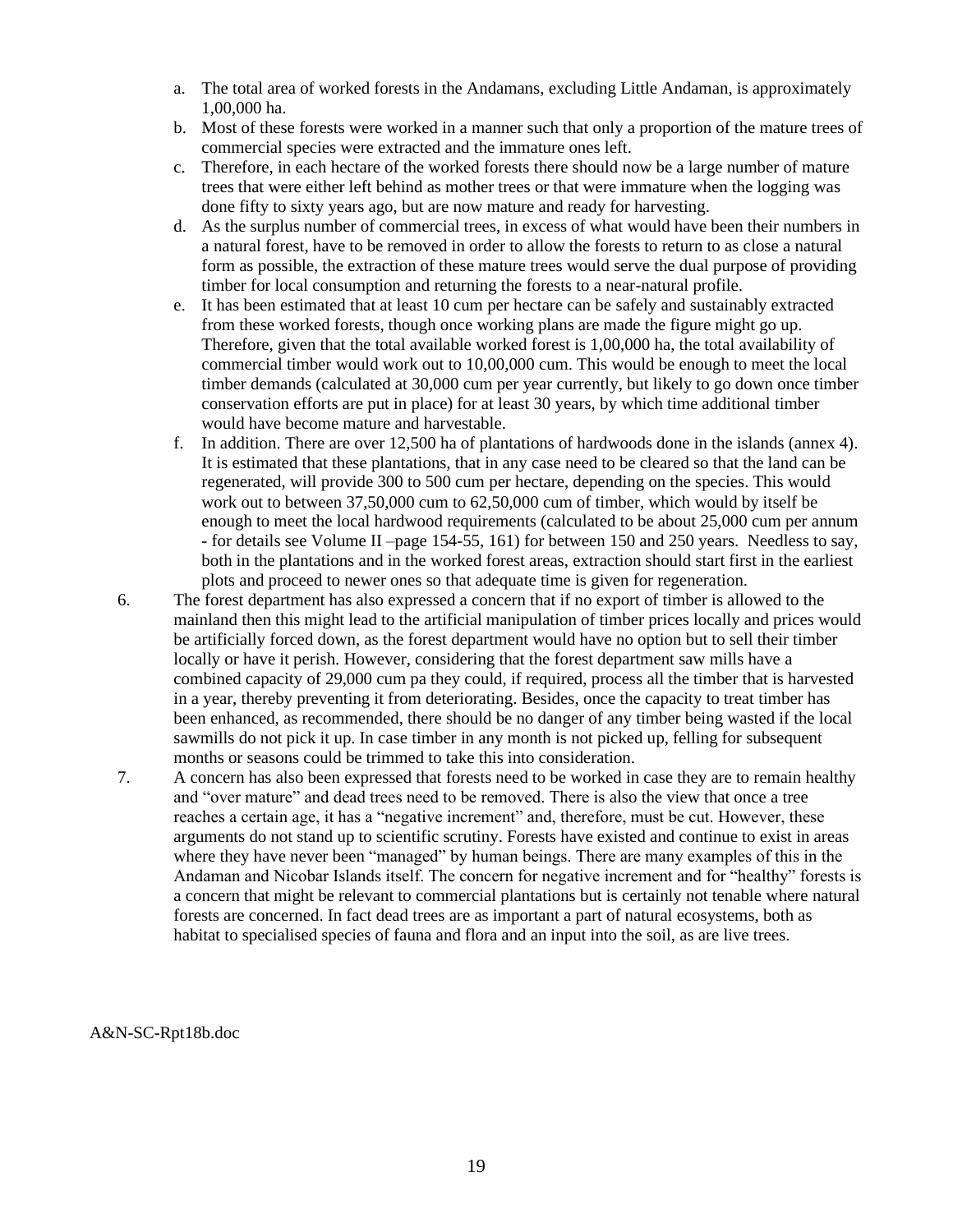a. The total area of worked forests in the Andamans, excluding Little Andaman, is approximately 1,00,000 ha.
b. Most of these forests were worked in a manner such that only a proportion of the mature trees of commercial species were extracted and the immature ones left.
c. Therefore, in each hectare of the worked forests there should now be a large number of mature trees that were either left behind as mother trees or that were immature when the logging was done fifty to sixty years ago, but are now mature and ready for harvesting.
d. As the surplus number of commercial trees, in excess of what would have been their numbers in a natural forest, have to be removed in order to allow the forests to return to as close a natural form as possible, the extraction of these mature trees would serve the dual purpose of providing timber for local consumption and returning the forests to a near-natural profile.
e. It has been estimated that at least 10 cum per hectare can be safely and sustainably extracted from these worked forests, though once working plans are made the figure might go up. Therefore, given that the total available worked forest is 1,00,000 ha, the total availability of commercial timber would work out to 10,00,000 cum. This would be enough to meet the local timber demands (calculated at 30,000 cum per year currently, but likely to go down once timber conservation efforts are put in place) for at least 30 years, by which time additional timber would have become mature and harvestable.
f. In addition. There are over 12,500 ha of plantations of hardwoods done in the islands (annex 4). It is estimated that these plantations, that in any case need to be cleared so that the land can be regenerated, will provide 300 to 500 cum per hectare, depending on the species. This would work out to between 37,50,000 cum to 62,50,000 cum of timber, which would by itself be enough to meet the local hardwood requirements (calculated to be about 25,000 cum per annum - for details see Volume II –page 154-55, 161) for between 150 and 250 years. Needless to say, both in the plantations and in the worked forest areas, extraction should start first in the earliest plots and proceed to newer ones so that adequate time is given for regeneration.

6. The forest department has also expressed a concern that if no export of timber is allowed to the mainland then this might lead to the artificial manipulation of timber prices locally and prices would be artificially forced down, as the forest department would have no option but to sell their timber locally or have it perish. However, considering that the forest department saw mills have a combined capacity of 29,000 cum pa they could, if required, process all the timber that is harvested in a year, thereby preventing it from deteriorating. Besides, once the capacity to treat timber has been enhanced, as recommended, there should be no danger of any timber being wasted if the local sawmills do not pick it up. In case timber in any month is not picked up, felling for subsequent months or seasons could be trimmed to take this into consideration.

7. A concern has also been expressed that forests need to be worked in case they are to remain healthy and "over mature" and dead trees need to be removed. There is also the view that once a tree reaches a certain age, it has a "negative increment" and, therefore, must be cut. However, these arguments do not stand up to scientific scrutiny. Forests have existed and continue to exist in areas where they have never been "managed" by human beings. There are many examples of this in the Andaman and Nicobar Islands itself. The concern for negative increment and for "healthy" forests is a concern that might be relevant to commercial plantations but is certainly not tenable where natural forests are concerned. In fact dead trees are as important a part of natural ecosystems, both as habitat to specialised species of fauna and flora and an input into the soil, as are live trees.

A&N-SC-Rpt18b.doc